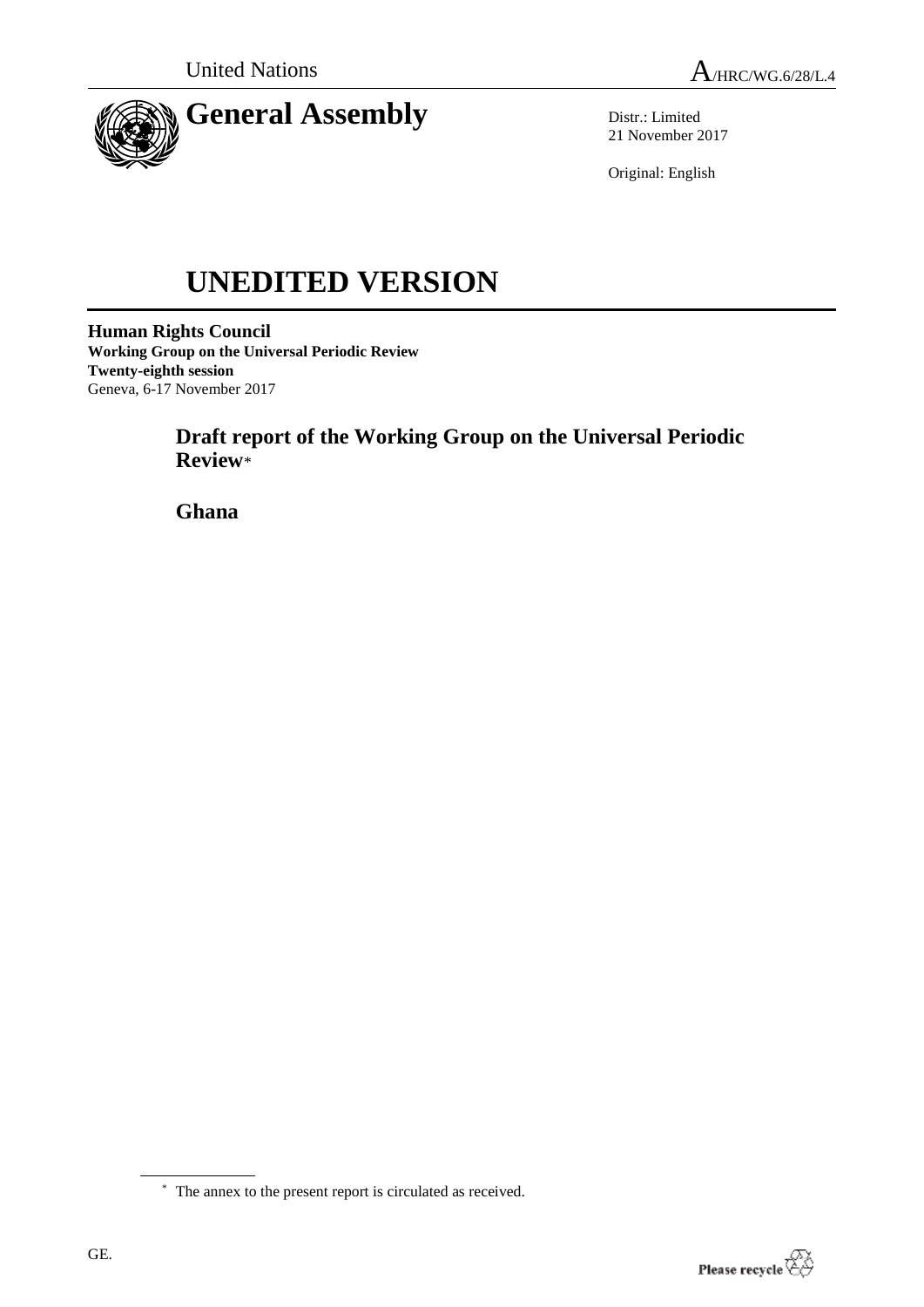United Nations

A/HRC/WG.6/28/L.4

# General Assembly

Distr.: Limited
21 November 2017

Original: English

# UNEDITED VERSION

**Human Rights Council**
**Working Group on the Universal Periodic Review**
**Twenty-eighth session**
Geneva, 6-17 November 2017

## Draft report of the Working Group on the Universal Periodic Review*

## Ghana

* The annex to the present report is circulated as received.

GE.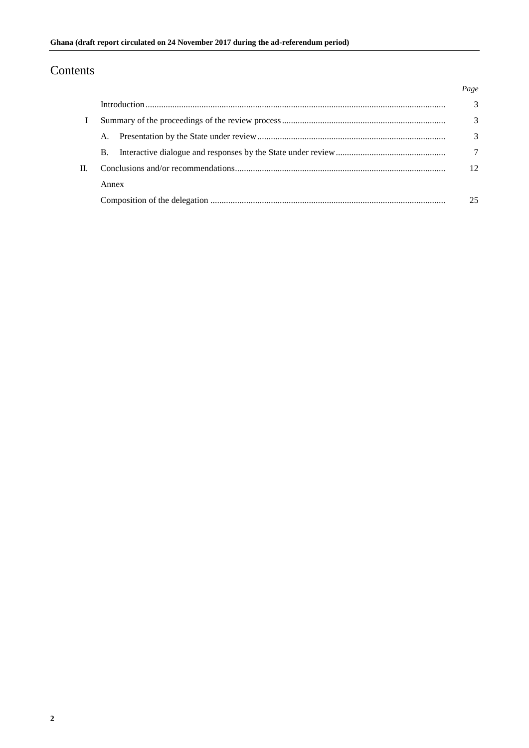# Contents

| | | Page |
|---|---|---|
| | Introduction | 3 |
| I | Summary of the proceedings of the review process | 3 |
| | A. Presentation by the State under review | 3 |
| | B. Interactive dialogue and responses by the State under review | 7 |
| II. | Conclusions and/or recommendations | 12 |
| | Annex | |
| | Composition of the delegation | 25 |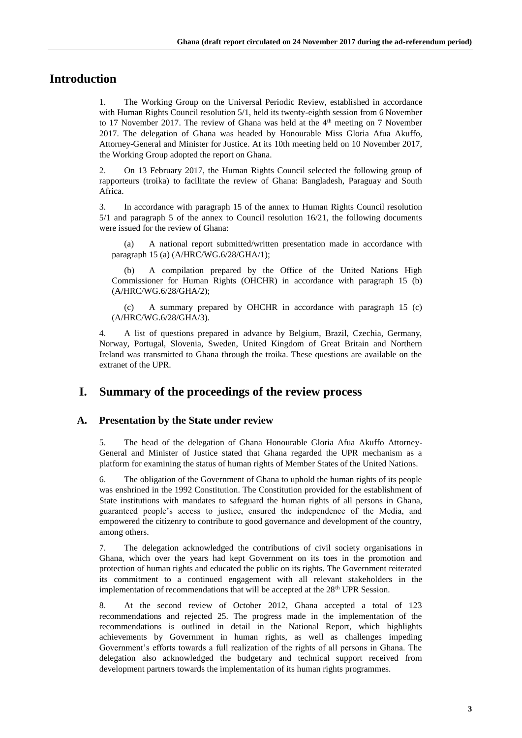# Introduction

1. The Working Group on the Universal Periodic Review, established in accordance with Human Rights Council resolution 5/1, held its twenty-eighth session from 6 November to 17 November 2017. The review of Ghana was held at the 4th meeting on 7 November 2017. The delegation of Ghana was headed by Honourable Miss Gloria Afua Akuffo, Attorney-General and Minister for Justice. At its 10th meeting held on 10 November 2017, the Working Group adopted the report on Ghana.

2. On 13 February 2017, the Human Rights Council selected the following group of rapporteurs (troika) to facilitate the review of Ghana: Bangladesh, Paraguay and South Africa.

3. In accordance with paragraph 15 of the annex to Human Rights Council resolution 5/1 and paragraph 5 of the annex to Council resolution 16/21, the following documents were issued for the review of Ghana:

(a) A national report submitted/written presentation made in accordance with paragraph 15 (a) (A/HRC/WG.6/28/GHA/1);

(b) A compilation prepared by the Office of the United Nations High Commissioner for Human Rights (OHCHR) in accordance with paragraph 15 (b) (A/HRC/WG.6/28/GHA/2);

(c) A summary prepared by OHCHR in accordance with paragraph 15 (c) (A/HRC/WG.6/28/GHA/3).

4. A list of questions prepared in advance by Belgium, Brazil, Czechia, Germany, Norway, Portugal, Slovenia, Sweden, United Kingdom of Great Britain and Northern Ireland was transmitted to Ghana through the troika. These questions are available on the extranet of the UPR.

# I. Summary of the proceedings of the review process

## A. Presentation by the State under review

5. The head of the delegation of Ghana Honourable Gloria Afua Akuffo Attorney-General and Minister of Justice stated that Ghana regarded the UPR mechanism as a platform for examining the status of human rights of Member States of the United Nations.

6. The obligation of the Government of Ghana to uphold the human rights of its people was enshrined in the 1992 Constitution. The Constitution provided for the establishment of State institutions with mandates to safeguard the human rights of all persons in Ghana, guaranteed people's access to justice, ensured the independence of the Media, and empowered the citizenry to contribute to good governance and development of the country, among others.

7. The delegation acknowledged the contributions of civil society organisations in Ghana, which over the years had kept Government on its toes in the promotion and protection of human rights and educated the public on its rights. The Government reiterated its commitment to a continued engagement with all relevant stakeholders in the implementation of recommendations that will be accepted at the 28th UPR Session.

8. At the second review of October 2012, Ghana accepted a total of 123 recommendations and rejected 25. The progress made in the implementation of the recommendations is outlined in detail in the National Report, which highlights achievements by Government in human rights, as well as challenges impeding Government's efforts towards a full realization of the rights of all persons in Ghana. The delegation also acknowledged the budgetary and technical support received from development partners towards the implementation of its human rights programmes.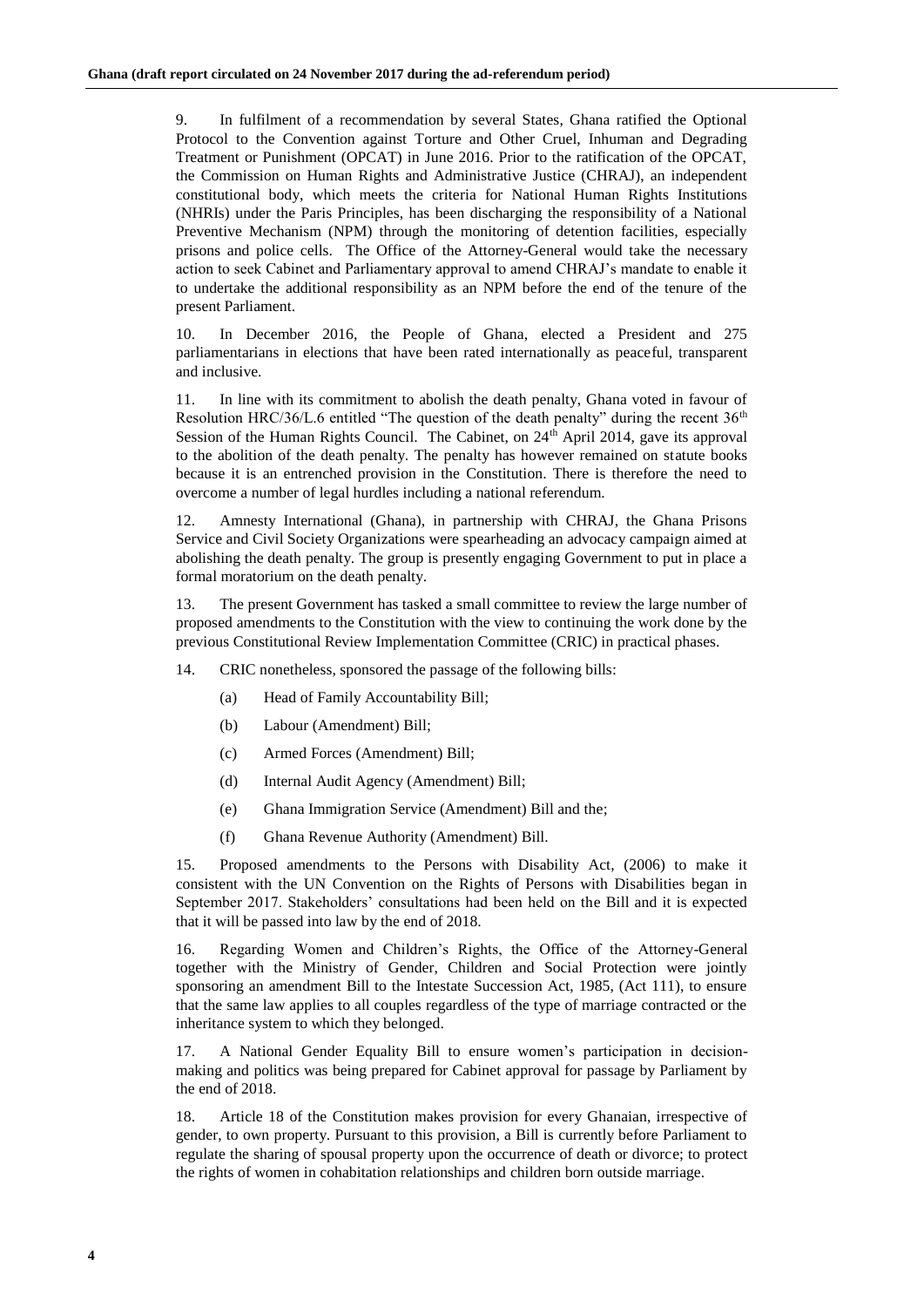9. In fulfilment of a recommendation by several States, Ghana ratified the Optional Protocol to the Convention against Torture and Other Cruel, Inhuman and Degrading Treatment or Punishment (OPCAT) in June 2016. Prior to the ratification of the OPCAT, the Commission on Human Rights and Administrative Justice (CHRAJ), an independent constitutional body, which meets the criteria for National Human Rights Institutions (NHRIs) under the Paris Principles, has been discharging the responsibility of a National Preventive Mechanism (NPM) through the monitoring of detention facilities, especially prisons and police cells. The Office of the Attorney-General would take the necessary action to seek Cabinet and Parliamentary approval to amend CHRAJ's mandate to enable it to undertake the additional responsibility as an NPM before the end of the tenure of the present Parliament.

10. In December 2016, the People of Ghana, elected a President and 275 parliamentarians in elections that have been rated internationally as peaceful, transparent and inclusive.

11. In line with its commitment to abolish the death penalty, Ghana voted in favour of Resolution HRC/36/L.6 entitled "The question of the death penalty" during the recent 36th Session of the Human Rights Council. The Cabinet, on 24th April 2014, gave its approval to the abolition of the death penalty. The penalty has however remained on statute books because it is an entrenched provision in the Constitution. There is therefore the need to overcome a number of legal hurdles including a national referendum.

12. Amnesty International (Ghana), in partnership with CHRAJ, the Ghana Prisons Service and Civil Society Organizations were spearheading an advocacy campaign aimed at abolishing the death penalty. The group is presently engaging Government to put in place a formal moratorium on the death penalty.

13. The present Government has tasked a small committee to review the large number of proposed amendments to the Constitution with the view to continuing the work done by the previous Constitutional Review Implementation Committee (CRIC) in practical phases.

14. CRIC nonetheless, sponsored the passage of the following bills:

(a) Head of Family Accountability Bill;

(b) Labour (Amendment) Bill;

(c) Armed Forces (Amendment) Bill;

(d) Internal Audit Agency (Amendment) Bill;

(e) Ghana Immigration Service (Amendment) Bill and the;

(f) Ghana Revenue Authority (Amendment) Bill.

15. Proposed amendments to the Persons with Disability Act, (2006) to make it consistent with the UN Convention on the Rights of Persons with Disabilities began in September 2017. Stakeholders' consultations had been held on the Bill and it is expected that it will be passed into law by the end of 2018.

16. Regarding Women and Children's Rights, the Office of the Attorney-General together with the Ministry of Gender, Children and Social Protection were jointly sponsoring an amendment Bill to the Intestate Succession Act, 1985, (Act 111), to ensure that the same law applies to all couples regardless of the type of marriage contracted or the inheritance system to which they belonged.

17. A National Gender Equality Bill to ensure women's participation in decision-making and politics was being prepared for Cabinet approval for passage by Parliament by the end of 2018.

18. Article 18 of the Constitution makes provision for every Ghanaian, irrespective of gender, to own property. Pursuant to this provision, a Bill is currently before Parliament to regulate the sharing of spousal property upon the occurrence of death or divorce; to protect the rights of women in cohabitation relationships and children born outside marriage.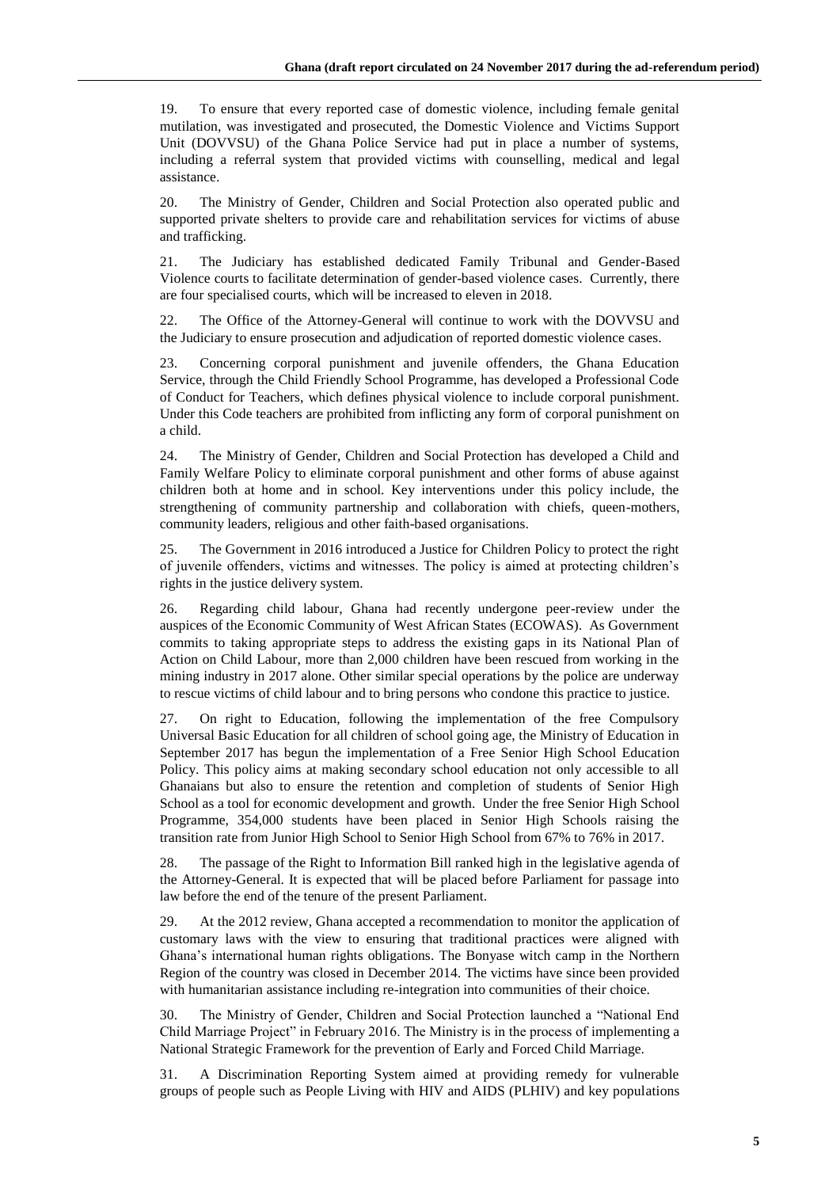19. To ensure that every reported case of domestic violence, including female genital mutilation, was investigated and prosecuted, the Domestic Violence and Victims Support Unit (DOVVSU) of the Ghana Police Service had put in place a number of systems, including a referral system that provided victims with counselling, medical and legal assistance.

20. The Ministry of Gender, Children and Social Protection also operated public and supported private shelters to provide care and rehabilitation services for victims of abuse and trafficking.

21. The Judiciary has established dedicated Family Tribunal and Gender-Based Violence courts to facilitate determination of gender-based violence cases. Currently, there are four specialised courts, which will be increased to eleven in 2018.

22. The Office of the Attorney-General will continue to work with the DOVVSU and the Judiciary to ensure prosecution and adjudication of reported domestic violence cases.

23. Concerning corporal punishment and juvenile offenders, the Ghana Education Service, through the Child Friendly School Programme, has developed a Professional Code of Conduct for Teachers, which defines physical violence to include corporal punishment. Under this Code teachers are prohibited from inflicting any form of corporal punishment on a child.

24. The Ministry of Gender, Children and Social Protection has developed a Child and Family Welfare Policy to eliminate corporal punishment and other forms of abuse against children both at home and in school. Key interventions under this policy include, the strengthening of community partnership and collaboration with chiefs, queen-mothers, community leaders, religious and other faith-based organisations.

25. The Government in 2016 introduced a Justice for Children Policy to protect the right of juvenile offenders, victims and witnesses. The policy is aimed at protecting children's rights in the justice delivery system.

26. Regarding child labour, Ghana had recently undergone peer-review under the auspices of the Economic Community of West African States (ECOWAS). As Government commits to taking appropriate steps to address the existing gaps in its National Plan of Action on Child Labour, more than 2,000 children have been rescued from working in the mining industry in 2017 alone. Other similar special operations by the police are underway to rescue victims of child labour and to bring persons who condone this practice to justice.

27. On right to Education, following the implementation of the free Compulsory Universal Basic Education for all children of school going age, the Ministry of Education in September 2017 has begun the implementation of a Free Senior High School Education Policy. This policy aims at making secondary school education not only accessible to all Ghanaians but also to ensure the retention and completion of students of Senior High School as a tool for economic development and growth. Under the free Senior High School Programme, 354,000 students have been placed in Senior High Schools raising the transition rate from Junior High School to Senior High School from 67% to 76% in 2017.

28. The passage of the Right to Information Bill ranked high in the legislative agenda of the Attorney-General. It is expected that will be placed before Parliament for passage into law before the end of the tenure of the present Parliament.

29. At the 2012 review, Ghana accepted a recommendation to monitor the application of customary laws with the view to ensuring that traditional practices were aligned with Ghana's international human rights obligations. The Bonyase witch camp in the Northern Region of the country was closed in December 2014. The victims have since been provided with humanitarian assistance including re-integration into communities of their choice.

30. The Ministry of Gender, Children and Social Protection launched a "National End Child Marriage Project" in February 2016. The Ministry is in the process of implementing a National Strategic Framework for the prevention of Early and Forced Child Marriage.

31. A Discrimination Reporting System aimed at providing remedy for vulnerable groups of people such as People Living with HIV and AIDS (PLHIV) and key populations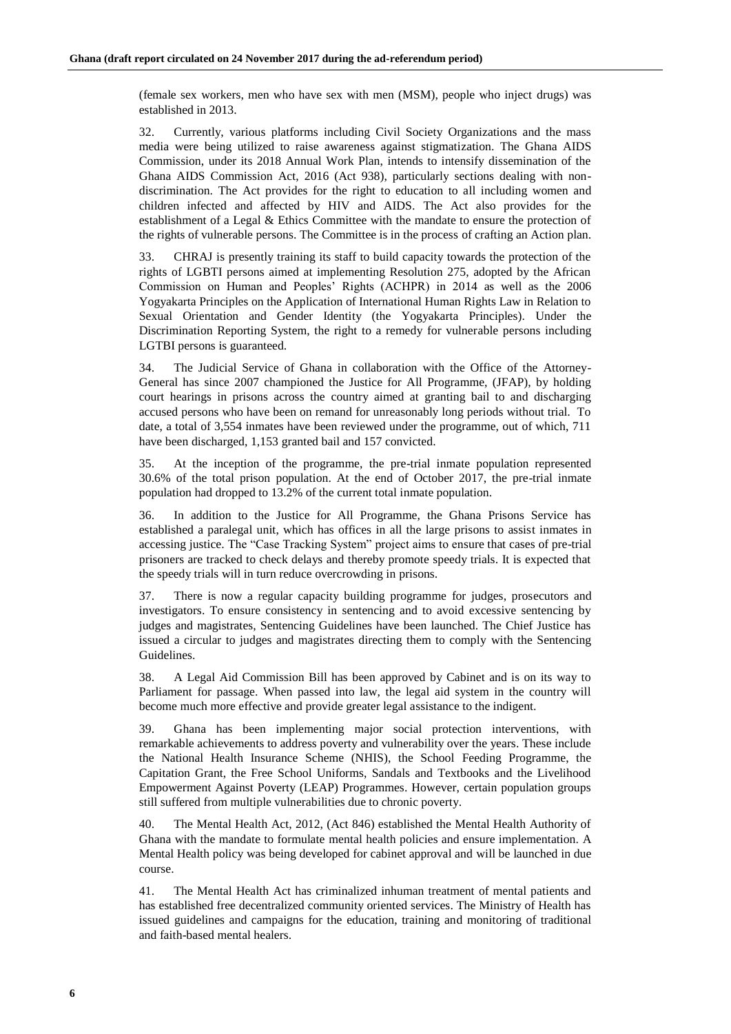(female sex workers, men who have sex with men (MSM), people who inject drugs) was established in 2013.

32. Currently, various platforms including Civil Society Organizations and the mass media were being utilized to raise awareness against stigmatization. The Ghana AIDS Commission, under its 2018 Annual Work Plan, intends to intensify dissemination of the Ghana AIDS Commission Act, 2016 (Act 938), particularly sections dealing with non-discrimination. The Act provides for the right to education to all including women and children infected and affected by HIV and AIDS. The Act also provides for the establishment of a Legal & Ethics Committee with the mandate to ensure the protection of the rights of vulnerable persons. The Committee is in the process of crafting an Action plan.

33. CHRAJ is presently training its staff to build capacity towards the protection of the rights of LGBTI persons aimed at implementing Resolution 275, adopted by the African Commission on Human and Peoples' Rights (ACHPR) in 2014 as well as the 2006 Yogyakarta Principles on the Application of International Human Rights Law in Relation to Sexual Orientation and Gender Identity (the Yogyakarta Principles). Under the Discrimination Reporting System, the right to a remedy for vulnerable persons including LGTBI persons is guaranteed.

34. The Judicial Service of Ghana in collaboration with the Office of the Attorney-General has since 2007 championed the Justice for All Programme, (JFAP), by holding court hearings in prisons across the country aimed at granting bail to and discharging accused persons who have been on remand for unreasonably long periods without trial. To date, a total of 3,554 inmates have been reviewed under the programme, out of which, 711 have been discharged, 1,153 granted bail and 157 convicted.

35. At the inception of the programme, the pre-trial inmate population represented 30.6% of the total prison population. At the end of October 2017, the pre-trial inmate population had dropped to 13.2% of the current total inmate population.

36. In addition to the Justice for All Programme, the Ghana Prisons Service has established a paralegal unit, which has offices in all the large prisons to assist inmates in accessing justice. The "Case Tracking System" project aims to ensure that cases of pre-trial prisoners are tracked to check delays and thereby promote speedy trials. It is expected that the speedy trials will in turn reduce overcrowding in prisons.

37. There is now a regular capacity building programme for judges, prosecutors and investigators. To ensure consistency in sentencing and to avoid excessive sentencing by judges and magistrates, Sentencing Guidelines have been launched. The Chief Justice has issued a circular to judges and magistrates directing them to comply with the Sentencing Guidelines.

38. A Legal Aid Commission Bill has been approved by Cabinet and is on its way to Parliament for passage. When passed into law, the legal aid system in the country will become much more effective and provide greater legal assistance to the indigent.

39. Ghana has been implementing major social protection interventions, with remarkable achievements to address poverty and vulnerability over the years. These include the National Health Insurance Scheme (NHIS), the School Feeding Programme, the Capitation Grant, the Free School Uniforms, Sandals and Textbooks and the Livelihood Empowerment Against Poverty (LEAP) Programmes. However, certain population groups still suffered from multiple vulnerabilities due to chronic poverty.

40. The Mental Health Act, 2012, (Act 846) established the Mental Health Authority of Ghana with the mandate to formulate mental health policies and ensure implementation. A Mental Health policy was being developed for cabinet approval and will be launched in due course.

41. The Mental Health Act has criminalized inhuman treatment of mental patients and has established free decentralized community oriented services. The Ministry of Health has issued guidelines and campaigns for the education, training and monitoring of traditional and faith-based mental healers.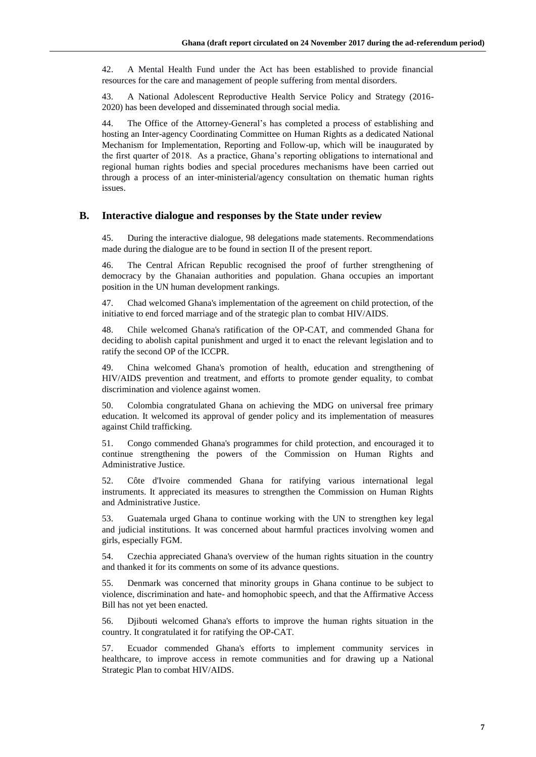42. A Mental Health Fund under the Act has been established to provide financial resources for the care and management of people suffering from mental disorders.

43. A National Adolescent Reproductive Health Service Policy and Strategy (2016-2020) has been developed and disseminated through social media.

44. The Office of the Attorney-General's has completed a process of establishing and hosting an Inter-agency Coordinating Committee on Human Rights as a dedicated National Mechanism for Implementation, Reporting and Follow-up, which will be inaugurated by the first quarter of 2018. As a practice, Ghana's reporting obligations to international and regional human rights bodies and special procedures mechanisms have been carried out through a process of an inter-ministerial/agency consultation on thematic human rights issues.

## B. Interactive dialogue and responses by the State under review

45. During the interactive dialogue, 98 delegations made statements. Recommendations made during the dialogue are to be found in section II of the present report.

46. The Central African Republic recognised the proof of further strengthening of democracy by the Ghanaian authorities and population. Ghana occupies an important position in the UN human development rankings.

47. Chad welcomed Ghana's implementation of the agreement on child protection, of the initiative to end forced marriage and of the strategic plan to combat HIV/AIDS.

48. Chile welcomed Ghana's ratification of the OP-CAT, and commended Ghana for deciding to abolish capital punishment and urged it to enact the relevant legislation and to ratify the second OP of the ICCPR.

49. China welcomed Ghana's promotion of health, education and strengthening of HIV/AIDS prevention and treatment, and efforts to promote gender equality, to combat discrimination and violence against women.

50. Colombia congratulated Ghana on achieving the MDG on universal free primary education. It welcomed its approval of gender policy and its implementation of measures against Child trafficking.

51. Congo commended Ghana's programmes for child protection, and encouraged it to continue strengthening the powers of the Commission on Human Rights and Administrative Justice.

52. Côte d'Ivoire commended Ghana for ratifying various international legal instruments. It appreciated its measures to strengthen the Commission on Human Rights and Administrative Justice.

53. Guatemala urged Ghana to continue working with the UN to strengthen key legal and judicial institutions. It was concerned about harmful practices involving women and girls, especially FGM.

54. Czechia appreciated Ghana's overview of the human rights situation in the country and thanked it for its comments on some of its advance questions.

55. Denmark was concerned that minority groups in Ghana continue to be subject to violence, discrimination and hate- and homophobic speech, and that the Affirmative Access Bill has not yet been enacted.

56. Djibouti welcomed Ghana's efforts to improve the human rights situation in the country. It congratulated it for ratifying the OP-CAT.

57. Ecuador commended Ghana's efforts to implement community services in healthcare, to improve access in remote communities and for drawing up a National Strategic Plan to combat HIV/AIDS.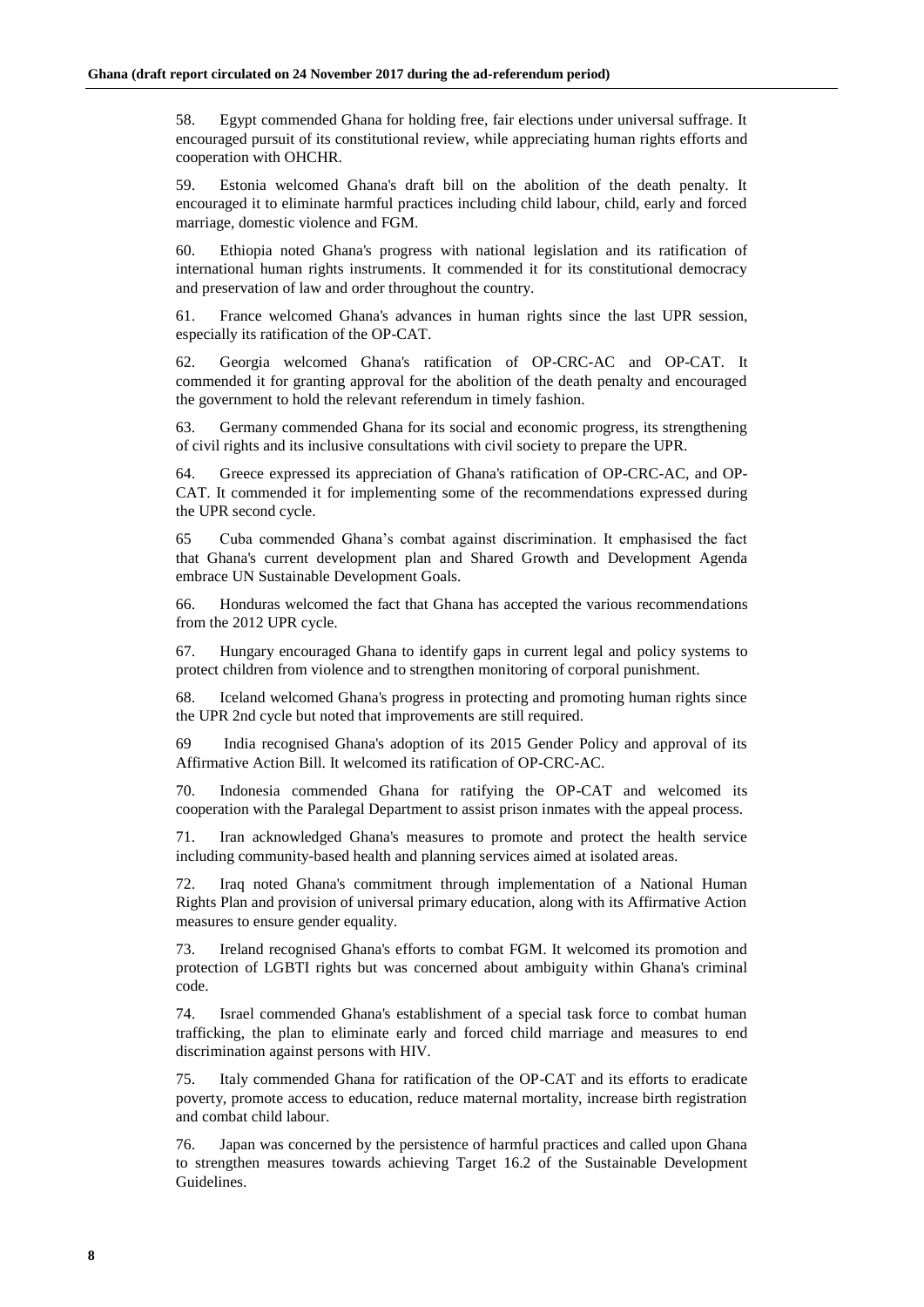58. Egypt commended Ghana for holding free, fair elections under universal suffrage. It encouraged pursuit of its constitutional review, while appreciating human rights efforts and cooperation with OHCHR.

59. Estonia welcomed Ghana's draft bill on the abolition of the death penalty. It encouraged it to eliminate harmful practices including child labour, child, early and forced marriage, domestic violence and FGM.

60. Ethiopia noted Ghana's progress with national legislation and its ratification of international human rights instruments. It commended it for its constitutional democracy and preservation of law and order throughout the country.

61. France welcomed Ghana's advances in human rights since the last UPR session, especially its ratification of the OP-CAT.

62. Georgia welcomed Ghana's ratification of OP-CRC-AC and OP-CAT. It commended it for granting approval for the abolition of the death penalty and encouraged the government to hold the relevant referendum in timely fashion.

63. Germany commended Ghana for its social and economic progress, its strengthening of civil rights and its inclusive consultations with civil society to prepare the UPR.

64. Greece expressed its appreciation of Ghana's ratification of OP-CRC-AC, and OP-CAT. It commended it for implementing some of the recommendations expressed during the UPR second cycle.

65 Cuba commended Ghana's combat against discrimination. It emphasised the fact that Ghana's current development plan and Shared Growth and Development Agenda embrace UN Sustainable Development Goals.

66. Honduras welcomed the fact that Ghana has accepted the various recommendations from the 2012 UPR cycle.

67. Hungary encouraged Ghana to identify gaps in current legal and policy systems to protect children from violence and to strengthen monitoring of corporal punishment.

68. Iceland welcomed Ghana's progress in protecting and promoting human rights since the UPR 2nd cycle but noted that improvements are still required.

69 India recognised Ghana's adoption of its 2015 Gender Policy and approval of its Affirmative Action Bill. It welcomed its ratification of OP-CRC-AC.

70. Indonesia commended Ghana for ratifying the OP-CAT and welcomed its cooperation with the Paralegal Department to assist prison inmates with the appeal process.

71. Iran acknowledged Ghana's measures to promote and protect the health service including community-based health and planning services aimed at isolated areas.

72. Iraq noted Ghana's commitment through implementation of a National Human Rights Plan and provision of universal primary education, along with its Affirmative Action measures to ensure gender equality.

73. Ireland recognised Ghana's efforts to combat FGM. It welcomed its promotion and protection of LGBTI rights but was concerned about ambiguity within Ghana's criminal code.

74. Israel commended Ghana's establishment of a special task force to combat human trafficking, the plan to eliminate early and forced child marriage and measures to end discrimination against persons with HIV.

75. Italy commended Ghana for ratification of the OP-CAT and its efforts to eradicate poverty, promote access to education, reduce maternal mortality, increase birth registration and combat child labour.

76. Japan was concerned by the persistence of harmful practices and called upon Ghana to strengthen measures towards achieving Target 16.2 of the Sustainable Development Guidelines.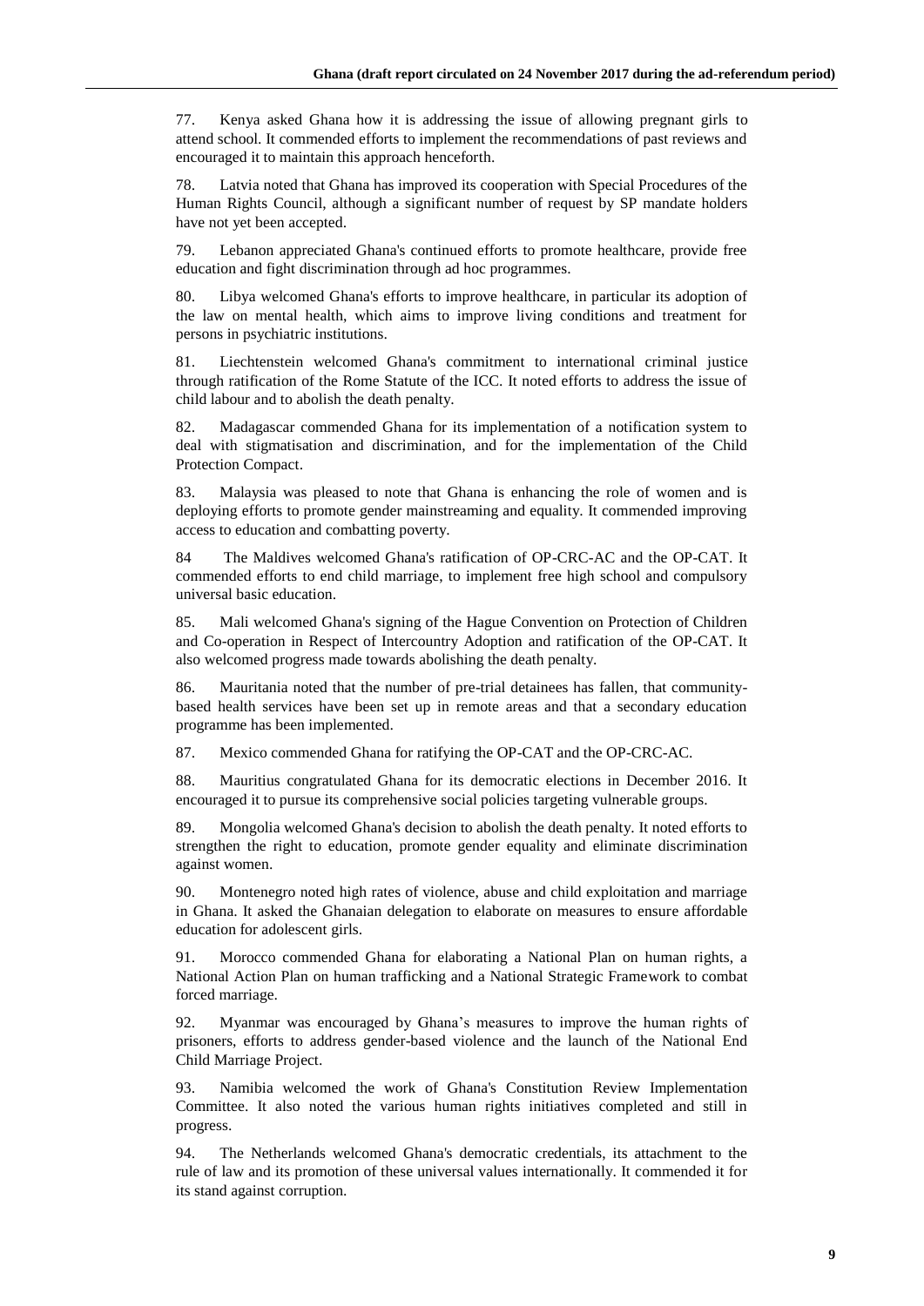77. Kenya asked Ghana how it is addressing the issue of allowing pregnant girls to attend school. It commended efforts to implement the recommendations of past reviews and encouraged it to maintain this approach henceforth.

78. Latvia noted that Ghana has improved its cooperation with Special Procedures of the Human Rights Council, although a significant number of request by SP mandate holders have not yet been accepted.

79. Lebanon appreciated Ghana's continued efforts to promote healthcare, provide free education and fight discrimination through ad hoc programmes.

80. Libya welcomed Ghana's efforts to improve healthcare, in particular its adoption of the law on mental health, which aims to improve living conditions and treatment for persons in psychiatric institutions.

81. Liechtenstein welcomed Ghana's commitment to international criminal justice through ratification of the Rome Statute of the ICC. It noted efforts to address the issue of child labour and to abolish the death penalty.

82. Madagascar commended Ghana for its implementation of a notification system to deal with stigmatisation and discrimination, and for the implementation of the Child Protection Compact.

83. Malaysia was pleased to note that Ghana is enhancing the role of women and is deploying efforts to promote gender mainstreaming and equality. It commended improving access to education and combatting poverty.

84 The Maldives welcomed Ghana's ratification of OP-CRC-AC and the OP-CAT. It commended efforts to end child marriage, to implement free high school and compulsory universal basic education.

85. Mali welcomed Ghana's signing of the Hague Convention on Protection of Children and Co-operation in Respect of Intercountry Adoption and ratification of the OP-CAT. It also welcomed progress made towards abolishing the death penalty.

86. Mauritania noted that the number of pre-trial detainees has fallen, that community-based health services have been set up in remote areas and that a secondary education programme has been implemented.

87. Mexico commended Ghana for ratifying the OP-CAT and the OP-CRC-AC.

88. Mauritius congratulated Ghana for its democratic elections in December 2016. It encouraged it to pursue its comprehensive social policies targeting vulnerable groups.

89. Mongolia welcomed Ghana's decision to abolish the death penalty. It noted efforts to strengthen the right to education, promote gender equality and eliminate discrimination against women.

90. Montenegro noted high rates of violence, abuse and child exploitation and marriage in Ghana. It asked the Ghanaian delegation to elaborate on measures to ensure affordable education for adolescent girls.

91. Morocco commended Ghana for elaborating a National Plan on human rights, a National Action Plan on human trafficking and a National Strategic Framework to combat forced marriage.

92. Myanmar was encouraged by Ghana's measures to improve the human rights of prisoners, efforts to address gender-based violence and the launch of the National End Child Marriage Project.

93. Namibia welcomed the work of Ghana's Constitution Review Implementation Committee. It also noted the various human rights initiatives completed and still in progress.

94. The Netherlands welcomed Ghana's democratic credentials, its attachment to the rule of law and its promotion of these universal values internationally. It commended it for its stand against corruption.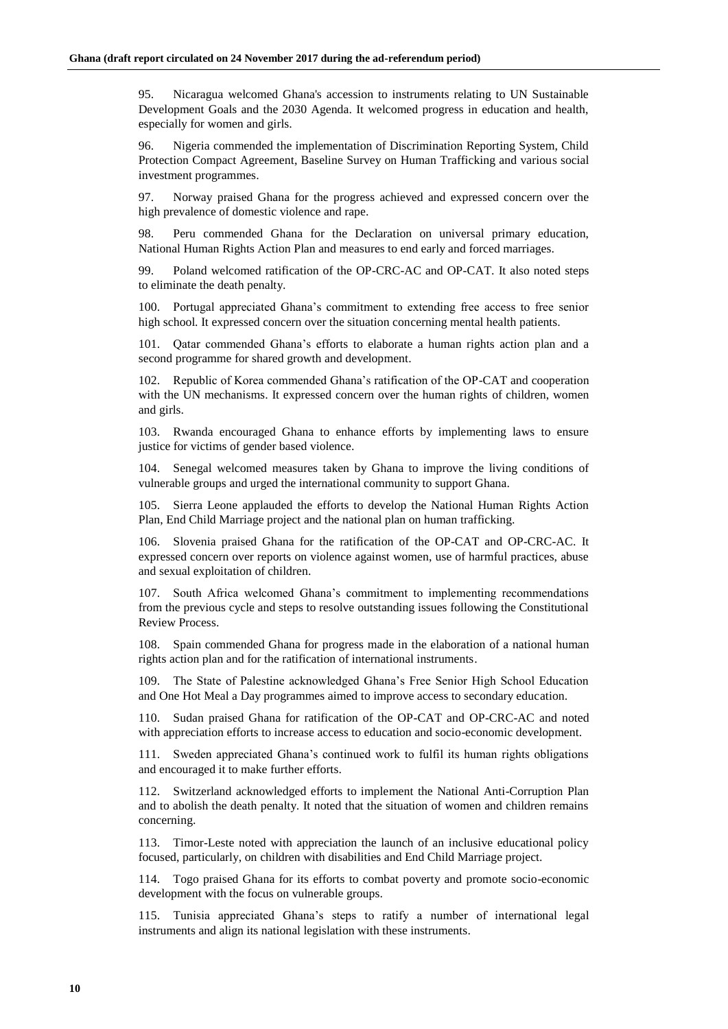95. Nicaragua welcomed Ghana's accession to instruments relating to UN Sustainable Development Goals and the 2030 Agenda. It welcomed progress in education and health, especially for women and girls.

96. Nigeria commended the implementation of Discrimination Reporting System, Child Protection Compact Agreement, Baseline Survey on Human Trafficking and various social investment programmes.

97. Norway praised Ghana for the progress achieved and expressed concern over the high prevalence of domestic violence and rape.

98. Peru commended Ghana for the Declaration on universal primary education, National Human Rights Action Plan and measures to end early and forced marriages.

99. Poland welcomed ratification of the OP-CRC-AC and OP-CAT. It also noted steps to eliminate the death penalty.

100. Portugal appreciated Ghana's commitment to extending free access to free senior high school. It expressed concern over the situation concerning mental health patients.

101. Qatar commended Ghana's efforts to elaborate a human rights action plan and a second programme for shared growth and development.

102. Republic of Korea commended Ghana's ratification of the OP-CAT and cooperation with the UN mechanisms. It expressed concern over the human rights of children, women and girls.

103. Rwanda encouraged Ghana to enhance efforts by implementing laws to ensure justice for victims of gender based violence.

104. Senegal welcomed measures taken by Ghana to improve the living conditions of vulnerable groups and urged the international community to support Ghana.

105. Sierra Leone applauded the efforts to develop the National Human Rights Action Plan, End Child Marriage project and the national plan on human trafficking.

106. Slovenia praised Ghana for the ratification of the OP-CAT and OP-CRC-AC. It expressed concern over reports on violence against women, use of harmful practices, abuse and sexual exploitation of children.

107. South Africa welcomed Ghana's commitment to implementing recommendations from the previous cycle and steps to resolve outstanding issues following the Constitutional Review Process.

108. Spain commended Ghana for progress made in the elaboration of a national human rights action plan and for the ratification of international instruments.

109. The State of Palestine acknowledged Ghana's Free Senior High School Education and One Hot Meal a Day programmes aimed to improve access to secondary education.

110. Sudan praised Ghana for ratification of the OP-CAT and OP-CRC-AC and noted with appreciation efforts to increase access to education and socio-economic development.

111. Sweden appreciated Ghana's continued work to fulfil its human rights obligations and encouraged it to make further efforts.

112. Switzerland acknowledged efforts to implement the National Anti-Corruption Plan and to abolish the death penalty. It noted that the situation of women and children remains concerning.

113. Timor-Leste noted with appreciation the launch of an inclusive educational policy focused, particularly, on children with disabilities and End Child Marriage project.

114. Togo praised Ghana for its efforts to combat poverty and promote socio-economic development with the focus on vulnerable groups.

115. Tunisia appreciated Ghana's steps to ratify a number of international legal instruments and align its national legislation with these instruments.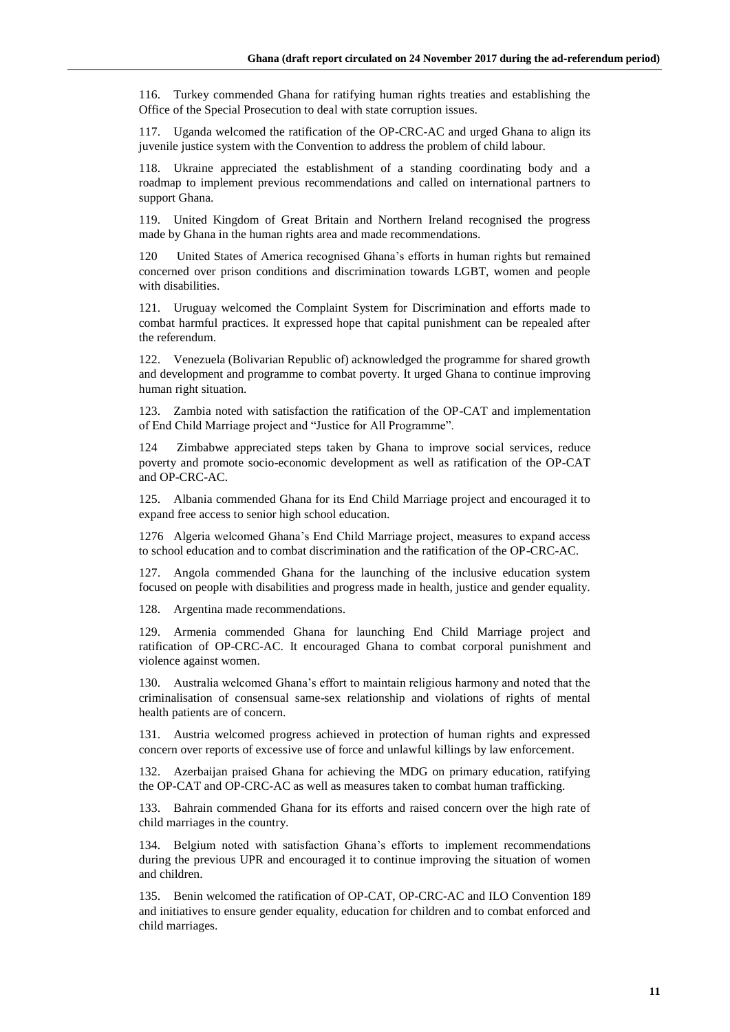116. Turkey commended Ghana for ratifying human rights treaties and establishing the Office of the Special Prosecution to deal with state corruption issues.

117. Uganda welcomed the ratification of the OP-CRC-AC and urged Ghana to align its juvenile justice system with the Convention to address the problem of child labour.

118. Ukraine appreciated the establishment of a standing coordinating body and a roadmap to implement previous recommendations and called on international partners to support Ghana.

119. United Kingdom of Great Britain and Northern Ireland recognised the progress made by Ghana in the human rights area and made recommendations.

120 United States of America recognised Ghana's efforts in human rights but remained concerned over prison conditions and discrimination towards LGBT, women and people with disabilities.

121. Uruguay welcomed the Complaint System for Discrimination and efforts made to combat harmful practices. It expressed hope that capital punishment can be repealed after the referendum.

122. Venezuela (Bolivarian Republic of) acknowledged the programme for shared growth and development and programme to combat poverty. It urged Ghana to continue improving human right situation.

123. Zambia noted with satisfaction the ratification of the OP-CAT and implementation of End Child Marriage project and "Justice for All Programme".

124 Zimbabwe appreciated steps taken by Ghana to improve social services, reduce poverty and promote socio-economic development as well as ratification of the OP-CAT and OP-CRC-AC.

125. Albania commended Ghana for its End Child Marriage project and encouraged it to expand free access to senior high school education.

1276 Algeria welcomed Ghana's End Child Marriage project, measures to expand access to school education and to combat discrimination and the ratification of the OP-CRC-AC.

127. Angola commended Ghana for the launching of the inclusive education system focused on people with disabilities and progress made in health, justice and gender equality.

128. Argentina made recommendations.

129. Armenia commended Ghana for launching End Child Marriage project and ratification of OP-CRC-AC. It encouraged Ghana to combat corporal punishment and violence against women.

130. Australia welcomed Ghana's effort to maintain religious harmony and noted that the criminalisation of consensual same-sex relationship and violations of rights of mental health patients are of concern.

131. Austria welcomed progress achieved in protection of human rights and expressed concern over reports of excessive use of force and unlawful killings by law enforcement.

132. Azerbaijan praised Ghana for achieving the MDG on primary education, ratifying the OP-CAT and OP-CRC-AC as well as measures taken to combat human trafficking.

133. Bahrain commended Ghana for its efforts and raised concern over the high rate of child marriages in the country.

134. Belgium noted with satisfaction Ghana's efforts to implement recommendations during the previous UPR and encouraged it to continue improving the situation of women and children.

135. Benin welcomed the ratification of OP-CAT, OP-CRC-AC and ILO Convention 189 and initiatives to ensure gender equality, education for children and to combat enforced and child marriages.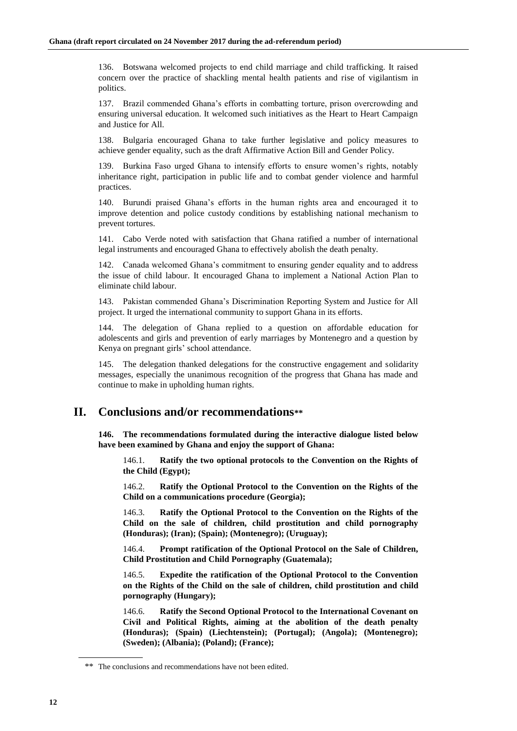136. Botswana welcomed projects to end child marriage and child trafficking. It raised concern over the practice of shackling mental health patients and rise of vigilantism in politics.

137. Brazil commended Ghana's efforts in combatting torture, prison overcrowding and ensuring universal education. It welcomed such initiatives as the Heart to Heart Campaign and Justice for All.

138. Bulgaria encouraged Ghana to take further legislative and policy measures to achieve gender equality, such as the draft Affirmative Action Bill and Gender Policy.

139. Burkina Faso urged Ghana to intensify efforts to ensure women's rights, notably inheritance right, participation in public life and to combat gender violence and harmful practices.

140. Burundi praised Ghana's efforts in the human rights area and encouraged it to improve detention and police custody conditions by establishing national mechanism to prevent tortures.

141. Cabo Verde noted with satisfaction that Ghana ratified a number of international legal instruments and encouraged Ghana to effectively abolish the death penalty.

142. Canada welcomed Ghana's commitment to ensuring gender equality and to address the issue of child labour. It encouraged Ghana to implement a National Action Plan to eliminate child labour.

143. Pakistan commended Ghana's Discrimination Reporting System and Justice for All project. It urged the international community to support Ghana in its efforts.

144. The delegation of Ghana replied to a question on affordable education for adolescents and girls and prevention of early marriages by Montenegro and a question by Kenya on pregnant girls' school attendance.

145. The delegation thanked delegations for the constructive engagement and solidarity messages, especially the unanimous recognition of the progress that Ghana has made and continue to make in upholding human rights.

# II. Conclusions and/or recommendations**

**146. The recommendations formulated during the interactive dialogue listed below have been examined by Ghana and enjoy the support of Ghana:**

146.1. **Ratify the two optional protocols to the Convention on the Rights of the Child (Egypt);**

146.2. **Ratify the Optional Protocol to the Convention on the Rights of the Child on a communications procedure (Georgia);**

146.3. **Ratify the Optional Protocol to the Convention on the Rights of the Child on the sale of children, child prostitution and child pornography (Honduras); (Iran); (Spain); (Montenegro); (Uruguay);**

146.4. **Prompt ratification of the Optional Protocol on the Sale of Children, Child Prostitution and Child Pornography (Guatemala);**

146.5. **Expedite the ratification of the Optional Protocol to the Convention on the Rights of the Child on the sale of children, child prostitution and child pornography (Hungary);**

146.6. **Ratify the Second Optional Protocol to the International Covenant on Civil and Political Rights, aiming at the abolition of the death penalty (Honduras); (Spain) (Liechtenstein); (Portugal); (Angola); (Montenegro); (Sweden); (Albania); (Poland); (France);**

** The conclusions and recommendations have not been edited.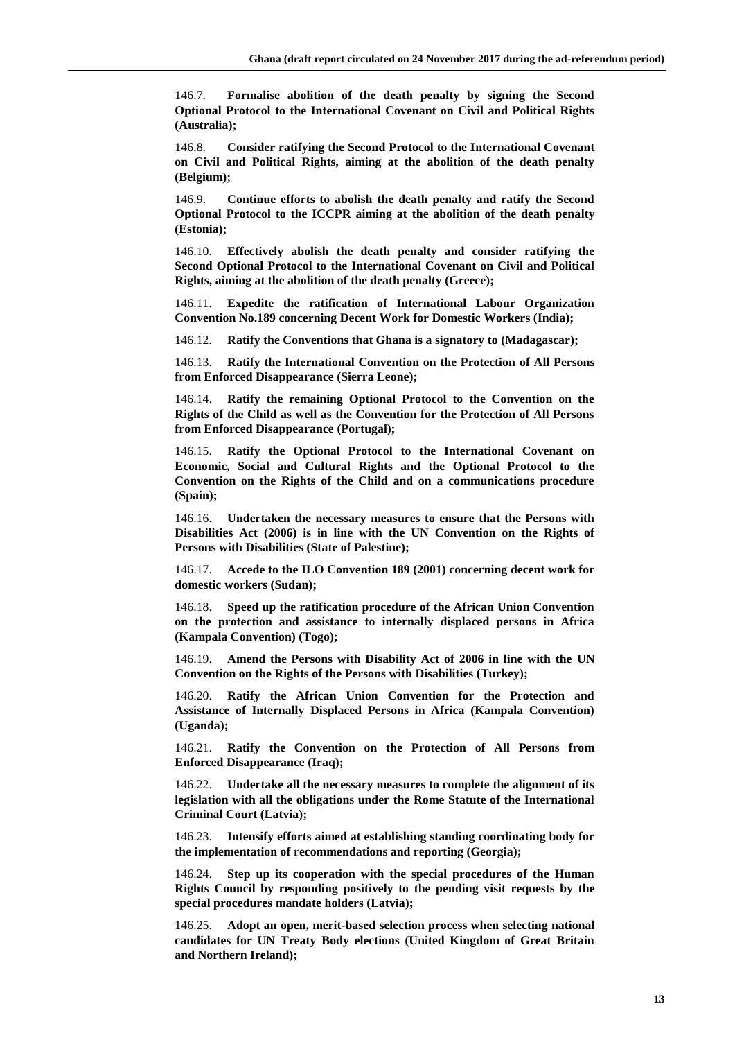146.7. **Formalise abolition of the death penalty by signing the Second Optional Protocol to the International Covenant on Civil and Political Rights (Australia);**

146.8. **Consider ratifying the Second Protocol to the International Covenant on Civil and Political Rights, aiming at the abolition of the death penalty (Belgium);**

146.9. **Continue efforts to abolish the death penalty and ratify the Second Optional Protocol to the ICCPR aiming at the abolition of the death penalty (Estonia);**

146.10. **Effectively abolish the death penalty and consider ratifying the Second Optional Protocol to the International Covenant on Civil and Political Rights, aiming at the abolition of the death penalty (Greece);**

146.11. **Expedite the ratification of International Labour Organization Convention No.189 concerning Decent Work for Domestic Workers (India);**

146.12. **Ratify the Conventions that Ghana is a signatory to (Madagascar);**

146.13. **Ratify the International Convention on the Protection of All Persons from Enforced Disappearance (Sierra Leone);**

146.14. **Ratify the remaining Optional Protocol to the Convention on the Rights of the Child as well as the Convention for the Protection of All Persons from Enforced Disappearance (Portugal);**

146.15. **Ratify the Optional Protocol to the International Covenant on Economic, Social and Cultural Rights and the Optional Protocol to the Convention on the Rights of the Child and on a communications procedure (Spain);**

146.16. **Undertaken the necessary measures to ensure that the Persons with Disabilities Act (2006) is in line with the UN Convention on the Rights of Persons with Disabilities (State of Palestine);**

146.17. **Accede to the ILO Convention 189 (2001) concerning decent work for domestic workers (Sudan);**

146.18. **Speed up the ratification procedure of the African Union Convention on the protection and assistance to internally displaced persons in Africa (Kampala Convention) (Togo);**

146.19. **Amend the Persons with Disability Act of 2006 in line with the UN Convention on the Rights of the Persons with Disabilities (Turkey);**

146.20. **Ratify the African Union Convention for the Protection and Assistance of Internally Displaced Persons in Africa (Kampala Convention) (Uganda);**

146.21. **Ratify the Convention on the Protection of All Persons from Enforced Disappearance (Iraq);**

146.22. **Undertake all the necessary measures to complete the alignment of its legislation with all the obligations under the Rome Statute of the International Criminal Court (Latvia);**

146.23. **Intensify efforts aimed at establishing standing coordinating body for the implementation of recommendations and reporting (Georgia);**

146.24. **Step up its cooperation with the special procedures of the Human Rights Council by responding positively to the pending visit requests by the special procedures mandate holders (Latvia);**

146.25. **Adopt an open, merit-based selection process when selecting national candidates for UN Treaty Body elections (United Kingdom of Great Britain and Northern Ireland);**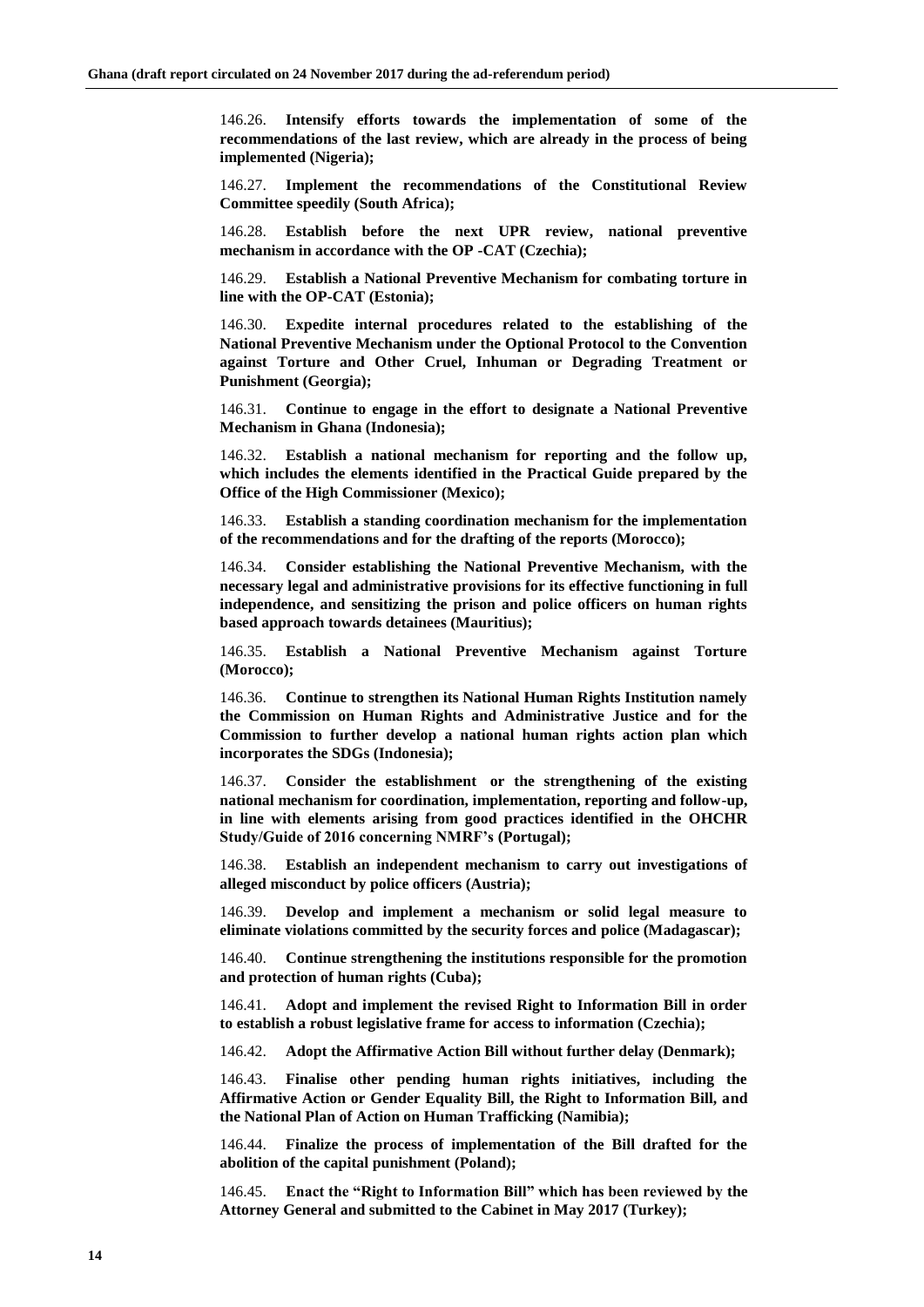146.26. **Intensify efforts towards the implementation of some of the recommendations of the last review, which are already in the process of being implemented (Nigeria);**

146.27. **Implement the recommendations of the Constitutional Review Committee speedily (South Africa);**

146.28. **Establish before the next UPR review, national preventive mechanism in accordance with the OP -CAT (Czechia);**

146.29. **Establish a National Preventive Mechanism for combating torture in line with the OP-CAT (Estonia);**

146.30. **Expedite internal procedures related to the establishing of the National Preventive Mechanism under the Optional Protocol to the Convention against Torture and Other Cruel, Inhuman or Degrading Treatment or Punishment (Georgia);**

146.31. **Continue to engage in the effort to designate a National Preventive Mechanism in Ghana (Indonesia);**

146.32. **Establish a national mechanism for reporting and the follow up, which includes the elements identified in the Practical Guide prepared by the Office of the High Commissioner (Mexico);**

146.33. **Establish a standing coordination mechanism for the implementation of the recommendations and for the drafting of the reports (Morocco);**

146.34. **Consider establishing the National Preventive Mechanism, with the necessary legal and administrative provisions for its effective functioning in full independence, and sensitizing the prison and police officers on human rights based approach towards detainees (Mauritius);**

146.35. **Establish a National Preventive Mechanism against Torture (Morocco);**

146.36. **Continue to strengthen its National Human Rights Institution namely the Commission on Human Rights and Administrative Justice and for the Commission to further develop a national human rights action plan which incorporates the SDGs (Indonesia);**

146.37. **Consider the establishment or the strengthening of the existing national mechanism for coordination, implementation, reporting and follow-up, in line with elements arising from good practices identified in the OHCHR Study/Guide of 2016 concerning NMRF's (Portugal);**

146.38. **Establish an independent mechanism to carry out investigations of alleged misconduct by police officers (Austria);**

146.39. **Develop and implement a mechanism or solid legal measure to eliminate violations committed by the security forces and police (Madagascar);**

146.40. **Continue strengthening the institutions responsible for the promotion and protection of human rights (Cuba);**

146.41. **Adopt and implement the revised Right to Information Bill in order to establish a robust legislative frame for access to information (Czechia);**

146.42. **Adopt the Affirmative Action Bill without further delay (Denmark);**

146.43. **Finalise other pending human rights initiatives, including the Affirmative Action or Gender Equality Bill, the Right to Information Bill, and the National Plan of Action on Human Trafficking (Namibia);**

146.44. **Finalize the process of implementation of the Bill drafted for the abolition of the capital punishment (Poland);**

146.45. **Enact the "Right to Information Bill" which has been reviewed by the Attorney General and submitted to the Cabinet in May 2017 (Turkey);**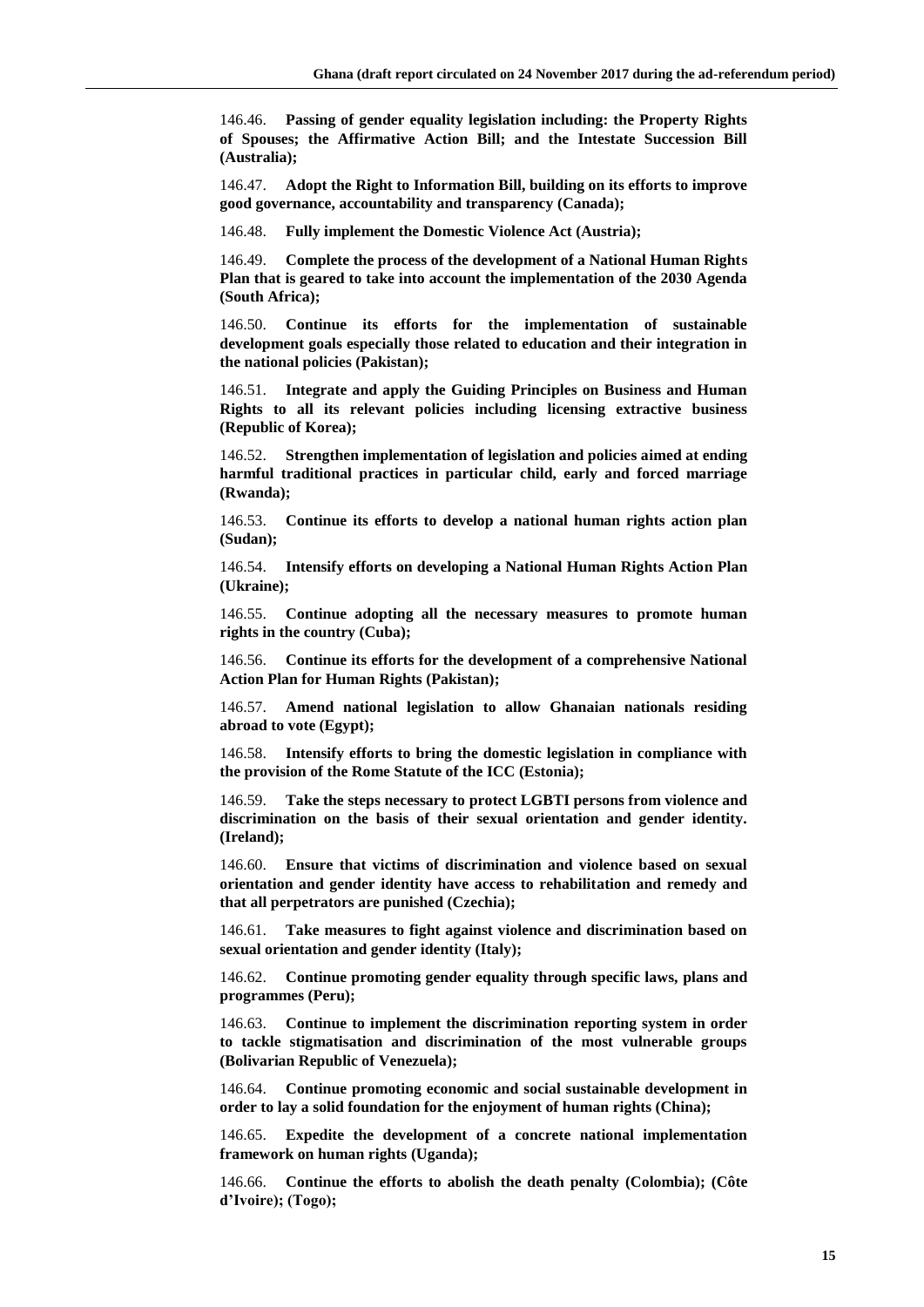146.46. **Passing of gender equality legislation including: the Property Rights of Spouses; the Affirmative Action Bill; and the Intestate Succession Bill (Australia);**

146.47. **Adopt the Right to Information Bill, building on its efforts to improve good governance, accountability and transparency (Canada);**

146.48. **Fully implement the Domestic Violence Act (Austria);**

146.49. **Complete the process of the development of a National Human Rights Plan that is geared to take into account the implementation of the 2030 Agenda (South Africa);**

146.50. **Continue its efforts for the implementation of sustainable development goals especially those related to education and their integration in the national policies (Pakistan);**

146.51. **Integrate and apply the Guiding Principles on Business and Human Rights to all its relevant policies including licensing extractive business (Republic of Korea);**

146.52. **Strengthen implementation of legislation and policies aimed at ending harmful traditional practices in particular child, early and forced marriage (Rwanda);**

146.53. **Continue its efforts to develop a national human rights action plan (Sudan);**

146.54. **Intensify efforts on developing a National Human Rights Action Plan (Ukraine);**

146.55. **Continue adopting all the necessary measures to promote human rights in the country (Cuba);**

146.56. **Continue its efforts for the development of a comprehensive National Action Plan for Human Rights (Pakistan);**

146.57. **Amend national legislation to allow Ghanaian nationals residing abroad to vote (Egypt);**

146.58. **Intensify efforts to bring the domestic legislation in compliance with the provision of the Rome Statute of the ICC (Estonia);**

146.59. **Take the steps necessary to protect LGBTI persons from violence and discrimination on the basis of their sexual orientation and gender identity. (Ireland);**

146.60. **Ensure that victims of discrimination and violence based on sexual orientation and gender identity have access to rehabilitation and remedy and that all perpetrators are punished (Czechia);**

146.61. **Take measures to fight against violence and discrimination based on sexual orientation and gender identity (Italy);**

146.62. **Continue promoting gender equality through specific laws, plans and programmes (Peru);**

146.63. **Continue to implement the discrimination reporting system in order to tackle stigmatisation and discrimination of the most vulnerable groups (Bolivarian Republic of Venezuela);**

146.64. **Continue promoting economic and social sustainable development in order to lay a solid foundation for the enjoyment of human rights (China);**

146.65. **Expedite the development of a concrete national implementation framework on human rights (Uganda);**

146.66. **Continue the efforts to abolish the death penalty (Colombia); (Côte d'Ivoire); (Togo);**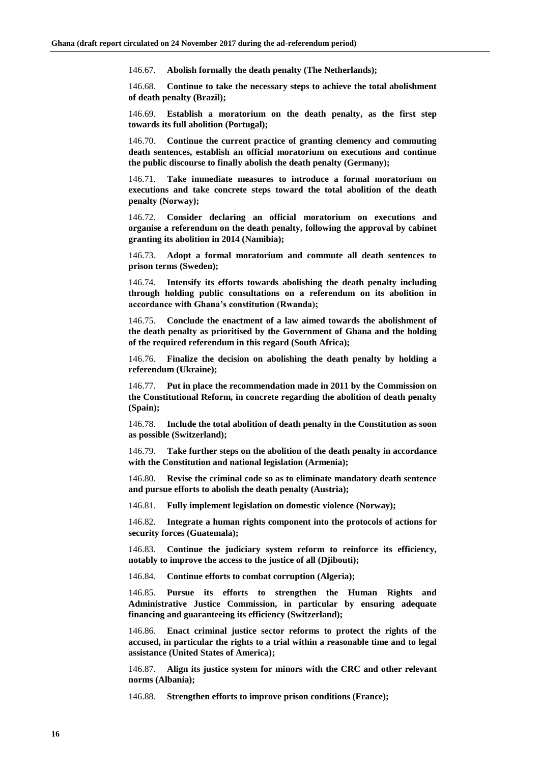146.67. **Abolish formally the death penalty (The Netherlands);**

146.68. **Continue to take the necessary steps to achieve the total abolishment of death penalty (Brazil);**

146.69. **Establish a moratorium on the death penalty, as the first step towards its full abolition (Portugal);**

146.70. **Continue the current practice of granting clemency and commuting death sentences, establish an official moratorium on executions and continue the public discourse to finally abolish the death penalty (Germany);**

146.71. **Take immediate measures to introduce a formal moratorium on executions and take concrete steps toward the total abolition of the death penalty (Norway);**

146.72. **Consider declaring an official moratorium on executions and organise a referendum on the death penalty, following the approval by cabinet granting its abolition in 2014 (Namibia);**

146.73. **Adopt a formal moratorium and commute all death sentences to prison terms (Sweden);**

146.74. **Intensify its efforts towards abolishing the death penalty including through holding public consultations on a referendum on its abolition in accordance with Ghana's constitution (Rwanda);**

146.75. **Conclude the enactment of a law aimed towards the abolishment of the death penalty as prioritised by the Government of Ghana and the holding of the required referendum in this regard (South Africa);**

146.76. **Finalize the decision on abolishing the death penalty by holding a referendum (Ukraine);**

146.77. **Put in place the recommendation made in 2011 by the Commission on the Constitutional Reform, in concrete regarding the abolition of death penalty (Spain);**

146.78. **Include the total abolition of death penalty in the Constitution as soon as possible (Switzerland);**

146.79. **Take further steps on the abolition of the death penalty in accordance with the Constitution and national legislation (Armenia);**

146.80. **Revise the criminal code so as to eliminate mandatory death sentence and pursue efforts to abolish the death penalty (Austria);**

146.81. **Fully implement legislation on domestic violence (Norway);**

146.82. **Integrate a human rights component into the protocols of actions for security forces (Guatemala);**

146.83. **Continue the judiciary system reform to reinforce its efficiency, notably to improve the access to the justice of all (Djibouti);**

146.84. **Continue efforts to combat corruption (Algeria);**

146.85. **Pursue its efforts to strengthen the Human Rights and Administrative Justice Commission, in particular by ensuring adequate financing and guaranteeing its efficiency (Switzerland);**

146.86. **Enact criminal justice sector reforms to protect the rights of the accused, in particular the rights to a trial within a reasonable time and to legal assistance (United States of America);**

146.87. **Align its justice system for minors with the CRC and other relevant norms (Albania);**

146.88. **Strengthen efforts to improve prison conditions (France);**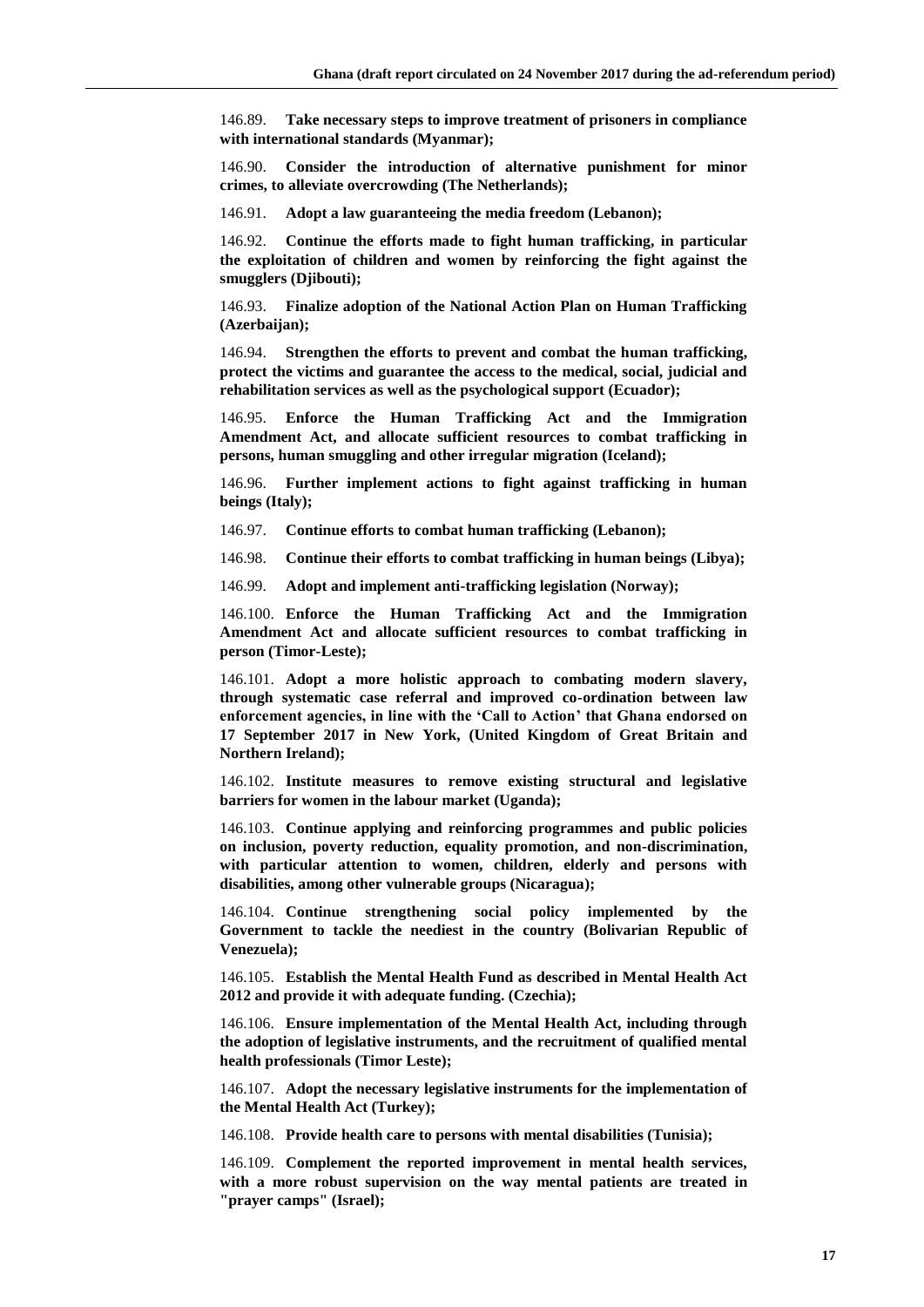146.89. **Take necessary steps to improve treatment of prisoners in compliance with international standards (Myanmar);**

146.90. **Consider the introduction of alternative punishment for minor crimes, to alleviate overcrowding (The Netherlands);**

146.91. **Adopt a law guaranteeing the media freedom (Lebanon);**

146.92. **Continue the efforts made to fight human trafficking, in particular the exploitation of children and women by reinforcing the fight against the smugglers (Djibouti);**

146.93. **Finalize adoption of the National Action Plan on Human Trafficking (Azerbaijan);**

146.94. **Strengthen the efforts to prevent and combat the human trafficking, protect the victims and guarantee the access to the medical, social, judicial and rehabilitation services as well as the psychological support (Ecuador);**

146.95. **Enforce the Human Trafficking Act and the Immigration Amendment Act, and allocate sufficient resources to combat trafficking in persons, human smuggling and other irregular migration (Iceland);**

146.96. **Further implement actions to fight against trafficking in human beings (Italy);**

146.97. **Continue efforts to combat human trafficking (Lebanon);**

146.98. **Continue their efforts to combat trafficking in human beings (Libya);**

146.99. **Adopt and implement anti-trafficking legislation (Norway);**

146.100. **Enforce the Human Trafficking Act and the Immigration Amendment Act and allocate sufficient resources to combat trafficking in person (Timor-Leste);**

146.101. **Adopt a more holistic approach to combating modern slavery, through systematic case referral and improved co-ordination between law enforcement agencies, in line with the 'Call to Action' that Ghana endorsed on 17 September 2017 in New York, (United Kingdom of Great Britain and Northern Ireland);**

146.102. **Institute measures to remove existing structural and legislative barriers for women in the labour market (Uganda);**

146.103. **Continue applying and reinforcing programmes and public policies on inclusion, poverty reduction, equality promotion, and non-discrimination, with particular attention to women, children, elderly and persons with disabilities, among other vulnerable groups (Nicaragua);**

146.104. **Continue strengthening social policy implemented by the Government to tackle the neediest in the country (Bolivarian Republic of Venezuela);**

146.105. **Establish the Mental Health Fund as described in Mental Health Act 2012 and provide it with adequate funding. (Czechia);**

146.106. **Ensure implementation of the Mental Health Act, including through the adoption of legislative instruments, and the recruitment of qualified mental health professionals (Timor Leste);**

146.107. **Adopt the necessary legislative instruments for the implementation of the Mental Health Act (Turkey);**

146.108. **Provide health care to persons with mental disabilities (Tunisia);**

146.109. **Complement the reported improvement in mental health services, with a more robust supervision on the way mental patients are treated in "prayer camps" (Israel);**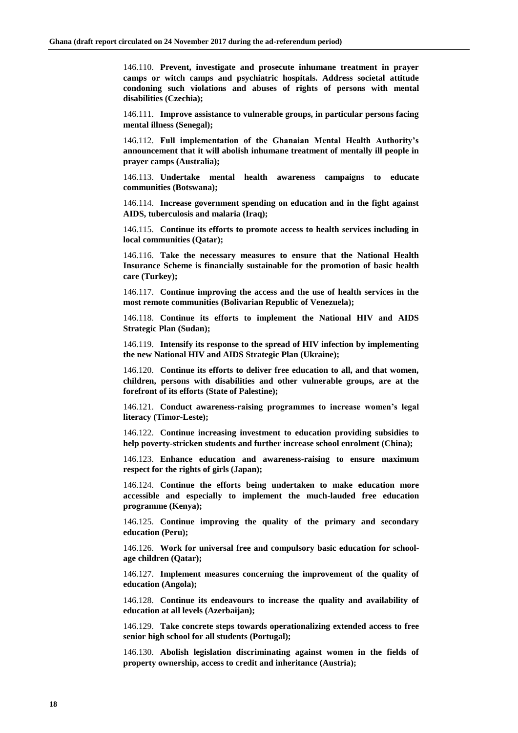146.110. **Prevent, investigate and prosecute inhumane treatment in prayer camps or witch camps and psychiatric hospitals. Address societal attitude condoning such violations and abuses of rights of persons with mental disabilities (Czechia);**

146.111. **Improve assistance to vulnerable groups, in particular persons facing mental illness (Senegal);**

146.112. **Full implementation of the Ghanaian Mental Health Authority's announcement that it will abolish inhumane treatment of mentally ill people in prayer camps (Australia);**

146.113. **Undertake mental health awareness campaigns to educate communities (Botswana);**

146.114. **Increase government spending on education and in the fight against AIDS, tuberculosis and malaria (Iraq);**

146.115. **Continue its efforts to promote access to health services including in local communities (Qatar);**

146.116. **Take the necessary measures to ensure that the National Health Insurance Scheme is financially sustainable for the promotion of basic health care (Turkey);**

146.117. **Continue improving the access and the use of health services in the most remote communities (Bolivarian Republic of Venezuela);**

146.118. **Continue its efforts to implement the National HIV and AIDS Strategic Plan (Sudan);**

146.119. **Intensify its response to the spread of HIV infection by implementing the new National HIV and AIDS Strategic Plan (Ukraine);**

146.120. **Continue its efforts to deliver free education to all, and that women, children, persons with disabilities and other vulnerable groups, are at the forefront of its efforts (State of Palestine);**

146.121. **Conduct awareness-raising programmes to increase women's legal literacy (Timor-Leste);**

146.122. **Continue increasing investment to education providing subsidies to help poverty-stricken students and further increase school enrolment (China);**

146.123. **Enhance education and awareness-raising to ensure maximum respect for the rights of girls (Japan);**

146.124. **Continue the efforts being undertaken to make education more accessible and especially to implement the much-lauded free education programme (Kenya);**

146.125. **Continue improving the quality of the primary and secondary education (Peru);**

146.126. **Work for universal free and compulsory basic education for school-age children (Qatar);**

146.127. **Implement measures concerning the improvement of the quality of education (Angola);**

146.128. **Continue its endeavours to increase the quality and availability of education at all levels (Azerbaijan);**

146.129. **Take concrete steps towards operationalizing extended access to free senior high school for all students (Portugal);**

146.130. **Abolish legislation discriminating against women in the fields of property ownership, access to credit and inheritance (Austria);**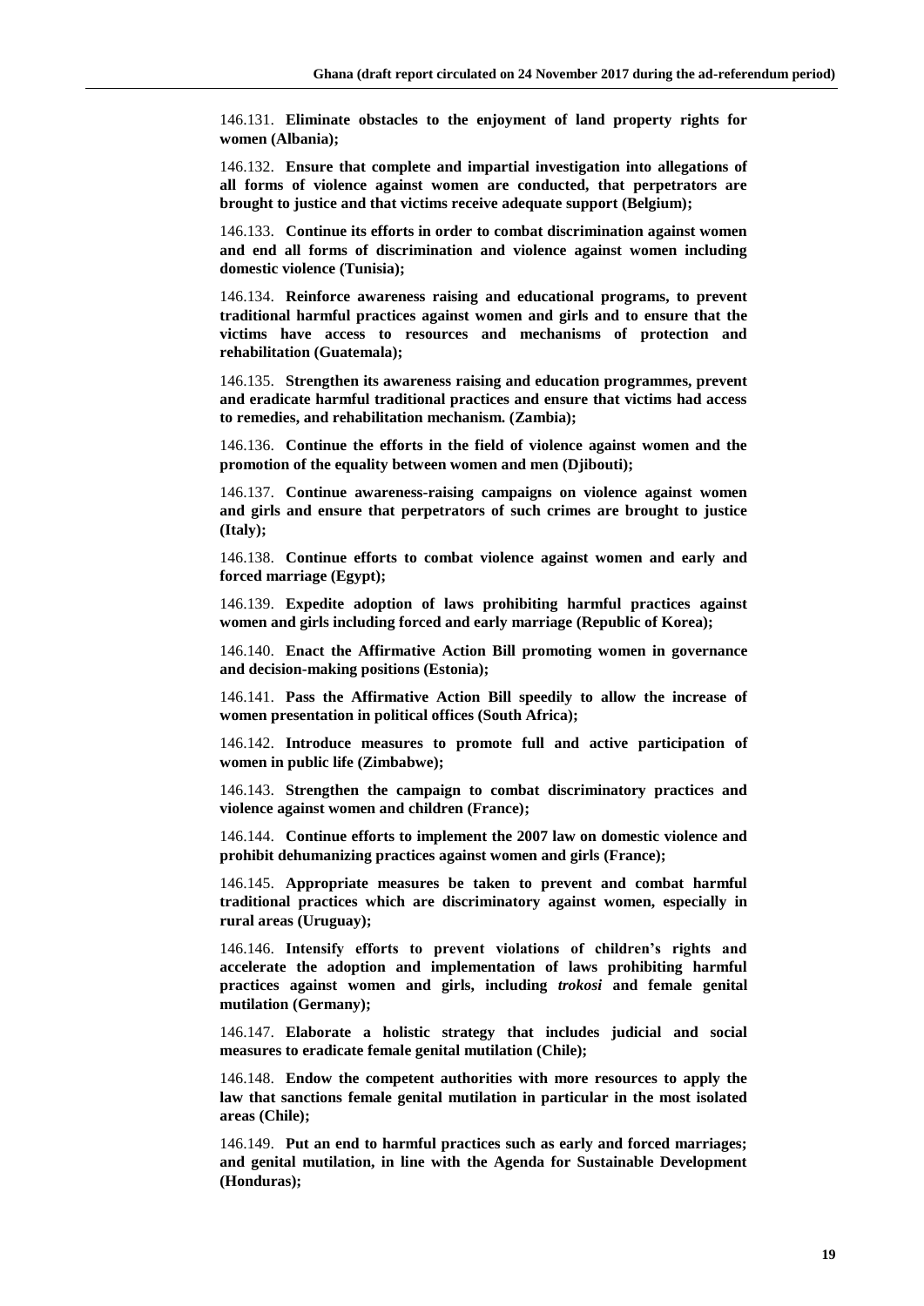146.131. **Eliminate obstacles to the enjoyment of land property rights for women (Albania);**

146.132. **Ensure that complete and impartial investigation into allegations of all forms of violence against women are conducted, that perpetrators are brought to justice and that victims receive adequate support (Belgium);**

146.133. **Continue its efforts in order to combat discrimination against women and end all forms of discrimination and violence against women including domestic violence (Tunisia);**

146.134. **Reinforce awareness raising and educational programs, to prevent traditional harmful practices against women and girls and to ensure that the victims have access to resources and mechanisms of protection and rehabilitation (Guatemala);**

146.135. **Strengthen its awareness raising and education programmes, prevent and eradicate harmful traditional practices and ensure that victims had access to remedies, and rehabilitation mechanism. (Zambia);**

146.136. **Continue the efforts in the field of violence against women and the promotion of the equality between women and men (Djibouti);**

146.137. **Continue awareness-raising campaigns on violence against women and girls and ensure that perpetrators of such crimes are brought to justice (Italy);**

146.138. **Continue efforts to combat violence against women and early and forced marriage (Egypt);**

146.139. **Expedite adoption of laws prohibiting harmful practices against women and girls including forced and early marriage (Republic of Korea);**

146.140. **Enact the Affirmative Action Bill promoting women in governance and decision-making positions (Estonia);**

146.141. **Pass the Affirmative Action Bill speedily to allow the increase of women presentation in political offices (South Africa);**

146.142. **Introduce measures to promote full and active participation of women in public life (Zimbabwe);**

146.143. **Strengthen the campaign to combat discriminatory practices and violence against women and children (France);**

146.144. **Continue efforts to implement the 2007 law on domestic violence and prohibit dehumanizing practices against women and girls (France);**

146.145. **Appropriate measures be taken to prevent and combat harmful traditional practices which are discriminatory against women, especially in rural areas (Uruguay);**

146.146. **Intensify efforts to prevent violations of children's rights and accelerate the adoption and implementation of laws prohibiting harmful practices against women and girls, including *trokosi* and female genital mutilation (Germany);**

146.147. **Elaborate a holistic strategy that includes judicial and social measures to eradicate female genital mutilation (Chile);**

146.148. **Endow the competent authorities with more resources to apply the law that sanctions female genital mutilation in particular in the most isolated areas (Chile);**

146.149. **Put an end to harmful practices such as early and forced marriages; and genital mutilation, in line with the Agenda for Sustainable Development (Honduras);**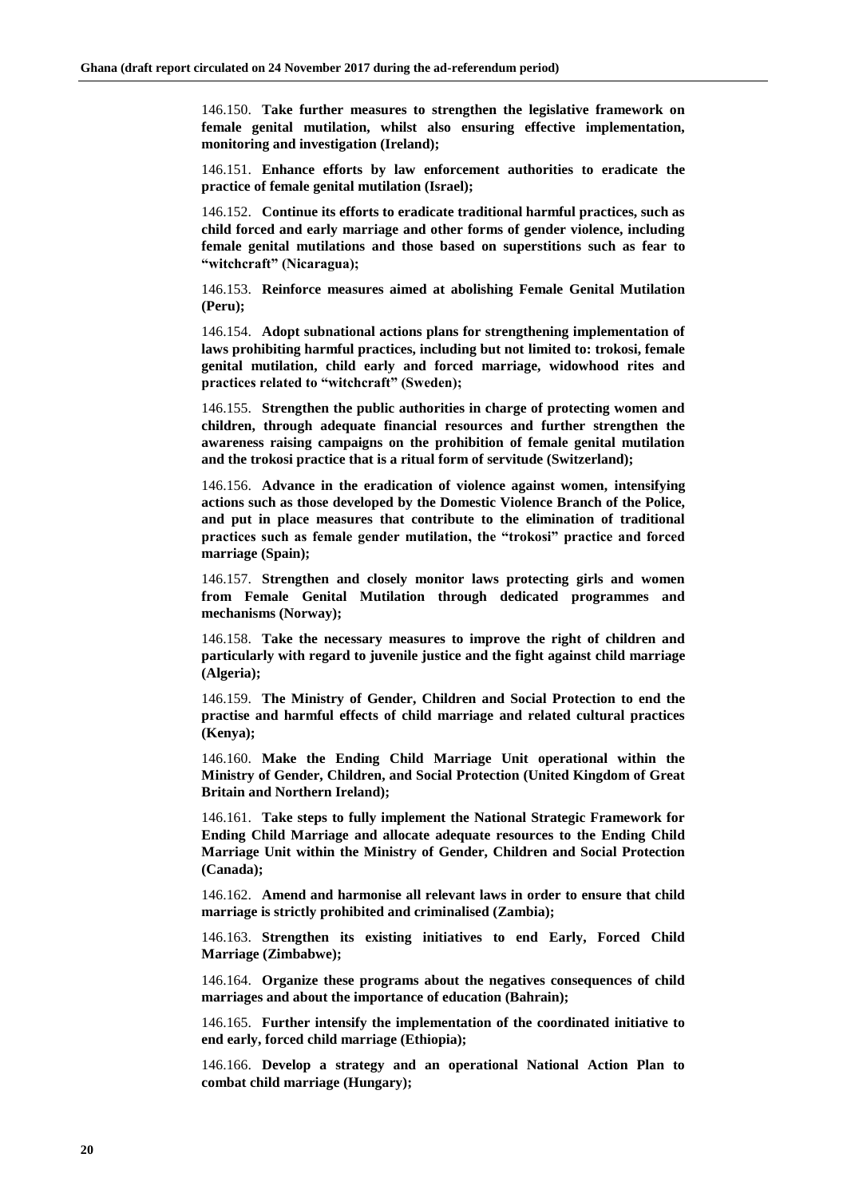146.150. **Take further measures to strengthen the legislative framework on female genital mutilation, whilst also ensuring effective implementation, monitoring and investigation (Ireland);**

146.151. **Enhance efforts by law enforcement authorities to eradicate the practice of female genital mutilation (Israel);**

146.152. **Continue its efforts to eradicate traditional harmful practices, such as child forced and early marriage and other forms of gender violence, including female genital mutilations and those based on superstitions such as fear to "witchcraft" (Nicaragua);**

146.153. **Reinforce measures aimed at abolishing Female Genital Mutilation (Peru);**

146.154. **Adopt subnational actions plans for strengthening implementation of laws prohibiting harmful practices, including but not limited to: trokosi, female genital mutilation, child early and forced marriage, widowhood rites and practices related to "witchcraft" (Sweden);**

146.155. **Strengthen the public authorities in charge of protecting women and children, through adequate financial resources and further strengthen the awareness raising campaigns on the prohibition of female genital mutilation and the trokosi practice that is a ritual form of servitude (Switzerland);**

146.156. **Advance in the eradication of violence against women, intensifying actions such as those developed by the Domestic Violence Branch of the Police, and put in place measures that contribute to the elimination of traditional practices such as female gender mutilation, the "trokosi" practice and forced marriage (Spain);**

146.157. **Strengthen and closely monitor laws protecting girls and women from Female Genital Mutilation through dedicated programmes and mechanisms (Norway);**

146.158. **Take the necessary measures to improve the right of children and particularly with regard to juvenile justice and the fight against child marriage (Algeria);**

146.159. **The Ministry of Gender, Children and Social Protection to end the practise and harmful effects of child marriage and related cultural practices (Kenya);**

146.160. **Make the Ending Child Marriage Unit operational within the Ministry of Gender, Children, and Social Protection (United Kingdom of Great Britain and Northern Ireland);**

146.161. **Take steps to fully implement the National Strategic Framework for Ending Child Marriage and allocate adequate resources to the Ending Child Marriage Unit within the Ministry of Gender, Children and Social Protection (Canada);**

146.162. **Amend and harmonise all relevant laws in order to ensure that child marriage is strictly prohibited and criminalised (Zambia);**

146.163. **Strengthen its existing initiatives to end Early, Forced Child Marriage (Zimbabwe);**

146.164. **Organize these programs about the negatives consequences of child marriages and about the importance of education (Bahrain);**

146.165. **Further intensify the implementation of the coordinated initiative to end early, forced child marriage (Ethiopia);**

146.166. **Develop a strategy and an operational National Action Plan to combat child marriage (Hungary);**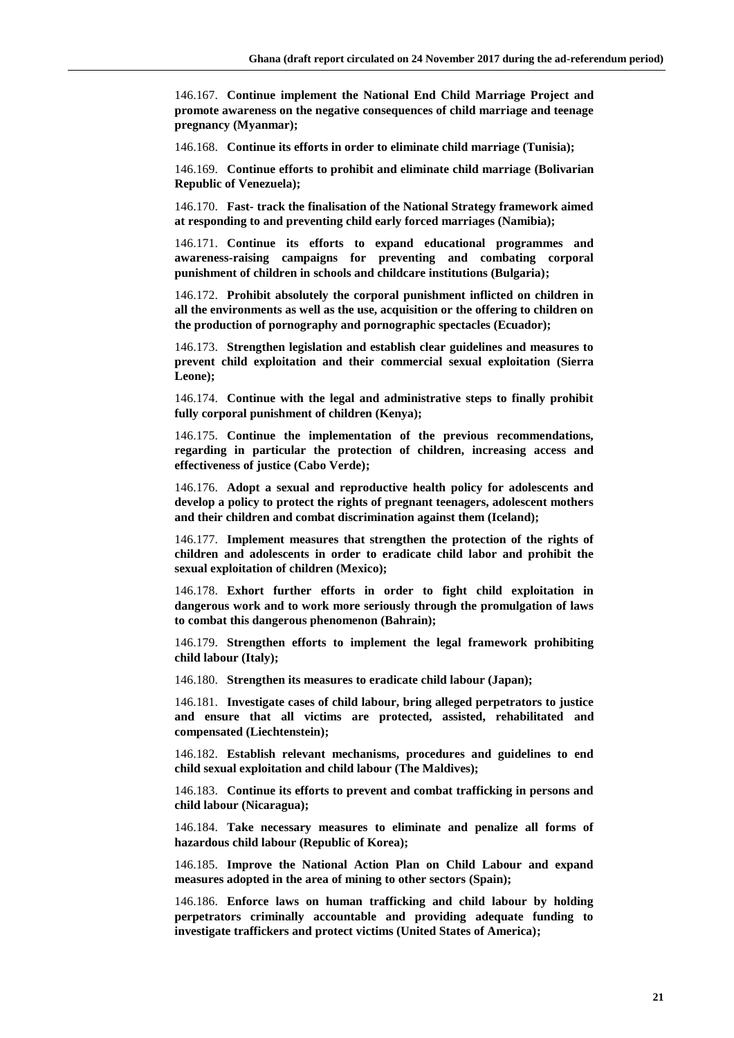146.167. **Continue implement the National End Child Marriage Project and promote awareness on the negative consequences of child marriage and teenage pregnancy (Myanmar);**

146.168. **Continue its efforts in order to eliminate child marriage (Tunisia);**

146.169. **Continue efforts to prohibit and eliminate child marriage (Bolivarian Republic of Venezuela);**

146.170. **Fast- track the finalisation of the National Strategy framework aimed at responding to and preventing child early forced marriages (Namibia);**

146.171. **Continue its efforts to expand educational programmes and awareness-raising campaigns for preventing and combating corporal punishment of children in schools and childcare institutions (Bulgaria);**

146.172. **Prohibit absolutely the corporal punishment inflicted on children in all the environments as well as the use, acquisition or the offering to children on the production of pornography and pornographic spectacles (Ecuador);**

146.173. **Strengthen legislation and establish clear guidelines and measures to prevent child exploitation and their commercial sexual exploitation (Sierra Leone);**

146.174. **Continue with the legal and administrative steps to finally prohibit fully corporal punishment of children (Kenya);**

146.175. **Continue the implementation of the previous recommendations, regarding in particular the protection of children, increasing access and effectiveness of justice (Cabo Verde);**

146.176. **Adopt a sexual and reproductive health policy for adolescents and develop a policy to protect the rights of pregnant teenagers, adolescent mothers and their children and combat discrimination against them (Iceland);**

146.177. **Implement measures that strengthen the protection of the rights of children and adolescents in order to eradicate child labor and prohibit the sexual exploitation of children (Mexico);**

146.178. **Exhort further efforts in order to fight child exploitation in dangerous work and to work more seriously through the promulgation of laws to combat this dangerous phenomenon (Bahrain);**

146.179. **Strengthen efforts to implement the legal framework prohibiting child labour (Italy);**

146.180. **Strengthen its measures to eradicate child labour (Japan);**

146.181. **Investigate cases of child labour, bring alleged perpetrators to justice and ensure that all victims are protected, assisted, rehabilitated and compensated (Liechtenstein);**

146.182. **Establish relevant mechanisms, procedures and guidelines to end child sexual exploitation and child labour (The Maldives);**

146.183. **Continue its efforts to prevent and combat trafficking in persons and child labour (Nicaragua);**

146.184. **Take necessary measures to eliminate and penalize all forms of hazardous child labour (Republic of Korea);**

146.185. **Improve the National Action Plan on Child Labour and expand measures adopted in the area of mining to other sectors (Spain);**

146.186. **Enforce laws on human trafficking and child labour by holding perpetrators criminally accountable and providing adequate funding to investigate traffickers and protect victims (United States of America);**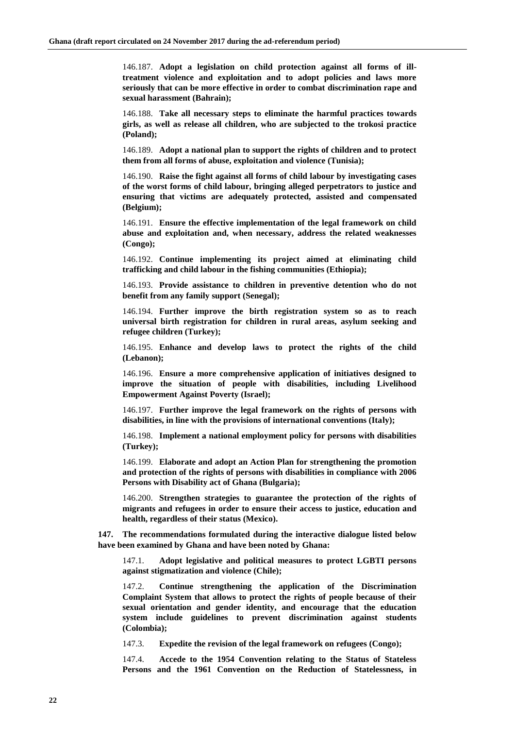146.187. **Adopt a legislation on child protection against all forms of ill-treatment violence and exploitation and to adopt policies and laws more seriously that can be more effective in order to combat discrimination rape and sexual harassment (Bahrain);**

146.188. **Take all necessary steps to eliminate the harmful practices towards girls, as well as release all children, who are subjected to the trokosi practice (Poland);**

146.189. **Adopt a national plan to support the rights of children and to protect them from all forms of abuse, exploitation and violence (Tunisia);**

146.190. **Raise the fight against all forms of child labour by investigating cases of the worst forms of child labour, bringing alleged perpetrators to justice and ensuring that victims are adequately protected, assisted and compensated (Belgium);**

146.191. **Ensure the effective implementation of the legal framework on child abuse and exploitation and, when necessary, address the related weaknesses (Congo);**

146.192. **Continue implementing its project aimed at eliminating child trafficking and child labour in the fishing communities (Ethiopia);**

146.193. **Provide assistance to children in preventive detention who do not benefit from any family support (Senegal);**

146.194. **Further improve the birth registration system so as to reach universal birth registration for children in rural areas, asylum seeking and refugee children (Turkey);**

146.195. **Enhance and develop laws to protect the rights of the child (Lebanon);**

146.196. **Ensure a more comprehensive application of initiatives designed to improve the situation of people with disabilities, including Livelihood Empowerment Against Poverty (Israel);**

146.197. **Further improve the legal framework on the rights of persons with disabilities, in line with the provisions of international conventions (Italy);**

146.198. **Implement a national employment policy for persons with disabilities (Turkey);**

146.199. **Elaborate and adopt an Action Plan for strengthening the promotion and protection of the rights of persons with disabilities in compliance with 2006 Persons with Disability act of Ghana (Bulgaria);**

146.200. **Strengthen strategies to guarantee the protection of the rights of migrants and refugees in order to ensure their access to justice, education and health, regardless of their status (Mexico).**

**147. The recommendations formulated during the interactive dialogue listed below have been examined by Ghana and have been noted by Ghana:**

147.1. **Adopt legislative and political measures to protect LGBTI persons against stigmatization and violence (Chile);**

147.2. **Continue strengthening the application of the Discrimination Complaint System that allows to protect the rights of people because of their sexual orientation and gender identity, and encourage that the education system include guidelines to prevent discrimination against students (Colombia);**

147.3. **Expedite the revision of the legal framework on refugees (Congo);**

147.4. **Accede to the 1954 Convention relating to the Status of Stateless Persons and the 1961 Convention on the Reduction of Statelessness, in**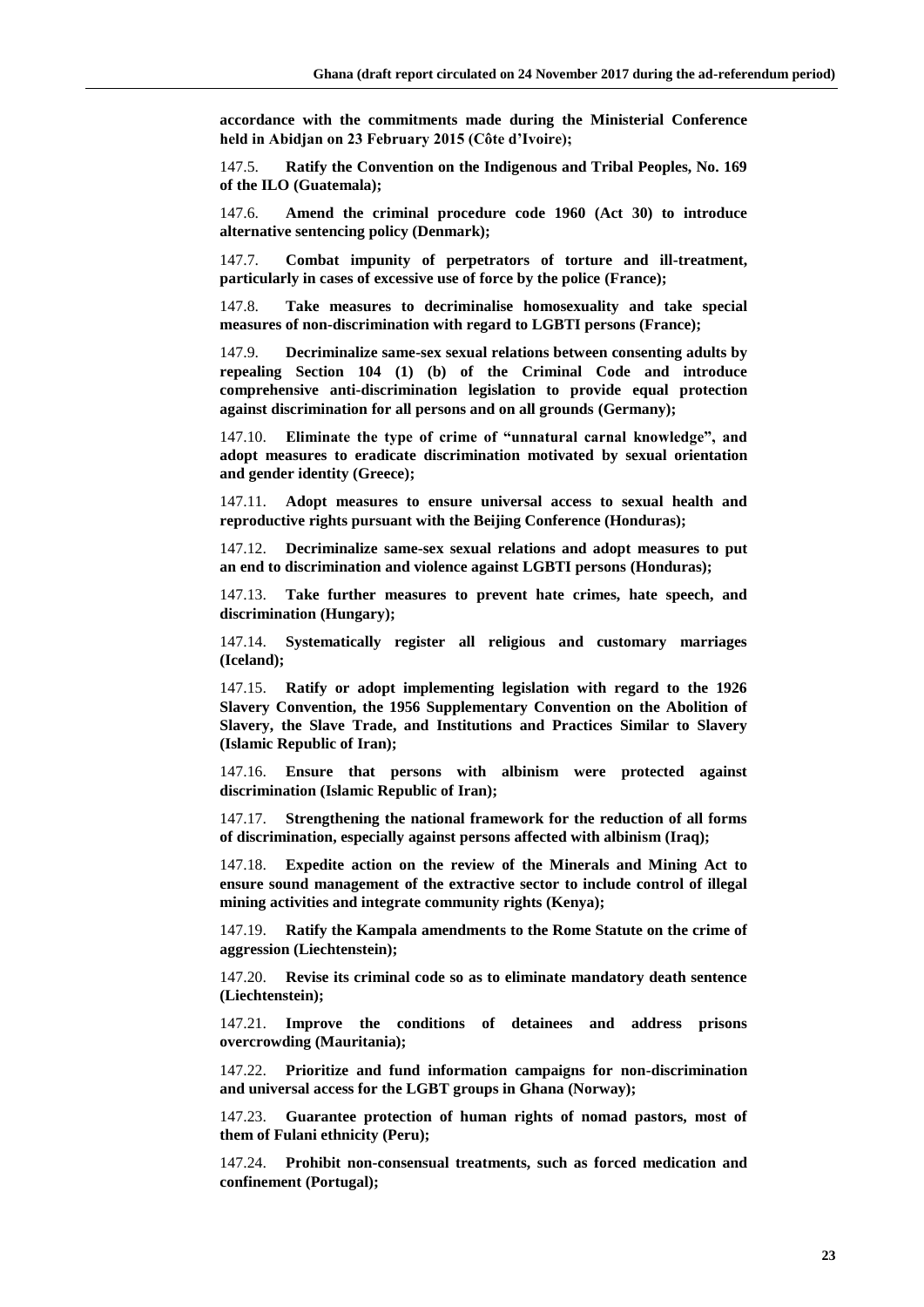**accordance with the commitments made during the Ministerial Conference held in Abidjan on 23 February 2015 (Côte d'Ivoire);**

147.5. **Ratify the Convention on the Indigenous and Tribal Peoples, No. 169 of the ILO (Guatemala);**

147.6. **Amend the criminal procedure code 1960 (Act 30) to introduce alternative sentencing policy (Denmark);**

147.7. **Combat impunity of perpetrators of torture and ill-treatment, particularly in cases of excessive use of force by the police (France);**

147.8. **Take measures to decriminalise homosexuality and take special measures of non-discrimination with regard to LGBTI persons (France);**

147.9. **Decriminalize same-sex sexual relations between consenting adults by repealing Section 104 (1) (b) of the Criminal Code and introduce comprehensive anti-discrimination legislation to provide equal protection against discrimination for all persons and on all grounds (Germany);**

147.10. **Eliminate the type of crime of "unnatural carnal knowledge", and adopt measures to eradicate discrimination motivated by sexual orientation and gender identity (Greece);**

147.11. **Adopt measures to ensure universal access to sexual health and reproductive rights pursuant with the Beijing Conference (Honduras);**

147.12. **Decriminalize same-sex sexual relations and adopt measures to put an end to discrimination and violence against LGBTI persons (Honduras);**

147.13. **Take further measures to prevent hate crimes, hate speech, and discrimination (Hungary);**

147.14. **Systematically register all religious and customary marriages (Iceland);**

147.15. **Ratify or adopt implementing legislation with regard to the 1926 Slavery Convention, the 1956 Supplementary Convention on the Abolition of Slavery, the Slave Trade, and Institutions and Practices Similar to Slavery (Islamic Republic of Iran);**

147.16. **Ensure that persons with albinism were protected against discrimination (Islamic Republic of Iran);**

147.17. **Strengthening the national framework for the reduction of all forms of discrimination, especially against persons affected with albinism (Iraq);**

147.18. **Expedite action on the review of the Minerals and Mining Act to ensure sound management of the extractive sector to include control of illegal mining activities and integrate community rights (Kenya);**

147.19. **Ratify the Kampala amendments to the Rome Statute on the crime of aggression (Liechtenstein);**

147.20. **Revise its criminal code so as to eliminate mandatory death sentence (Liechtenstein);**

147.21. **Improve the conditions of detainees and address prisons overcrowding (Mauritania);**

147.22. **Prioritize and fund information campaigns for non-discrimination and universal access for the LGBT groups in Ghana (Norway);**

147.23. **Guarantee protection of human rights of nomad pastors, most of them of Fulani ethnicity (Peru);**

147.24. **Prohibit non-consensual treatments, such as forced medication and confinement (Portugal);**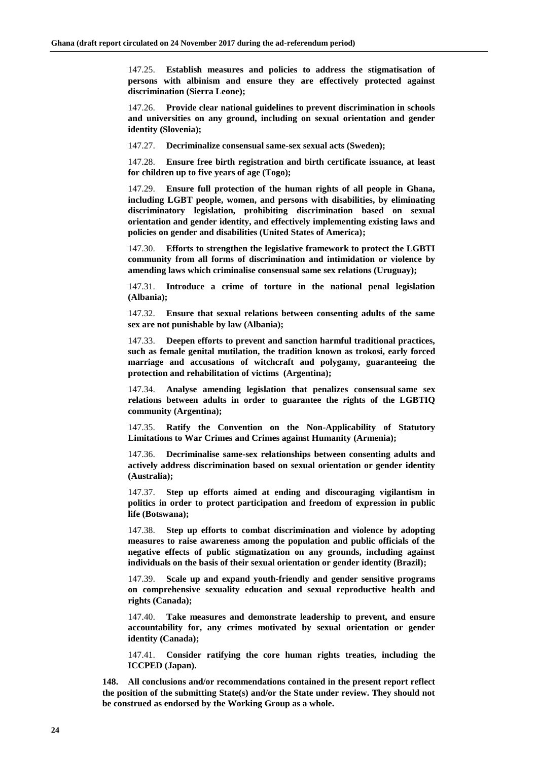147.25. **Establish measures and policies to address the stigmatisation of persons with albinism and ensure they are effectively protected against discrimination (Sierra Leone);**

147.26. **Provide clear national guidelines to prevent discrimination in schools and universities on any ground, including on sexual orientation and gender identity (Slovenia);**

147.27. **Decriminalize consensual same-sex sexual acts (Sweden);**

147.28. **Ensure free birth registration and birth certificate issuance, at least for children up to five years of age (Togo);**

147.29. **Ensure full protection of the human rights of all people in Ghana, including LGBT people, women, and persons with disabilities, by eliminating discriminatory legislation, prohibiting discrimination based on sexual orientation and gender identity, and effectively implementing existing laws and policies on gender and disabilities (United States of America);**

147.30. **Efforts to strengthen the legislative framework to protect the LGBTI community from all forms of discrimination and intimidation or violence by amending laws which criminalise consensual same sex relations (Uruguay);**

147.31. **Introduce a crime of torture in the national penal legislation (Albania);**

147.32. **Ensure that sexual relations between consenting adults of the same sex are not punishable by law (Albania);**

147.33. **Deepen efforts to prevent and sanction harmful traditional practices, such as female genital mutilation, the tradition known as trokosi, early forced marriage and accusations of witchcraft and polygamy, guaranteeing the protection and rehabilitation of victims (Argentina);**

147.34. **Analyse amending legislation that penalizes consensual same sex relations between adults in order to guarantee the rights of the LGBTIQ community (Argentina);**

147.35. **Ratify the Convention on the Non-Applicability of Statutory Limitations to War Crimes and Crimes against Humanity (Armenia);**

147.36. **Decriminalise same-sex relationships between consenting adults and actively address discrimination based on sexual orientation or gender identity (Australia);**

147.37. **Step up efforts aimed at ending and discouraging vigilantism in politics in order to protect participation and freedom of expression in public life (Botswana);**

147.38. **Step up efforts to combat discrimination and violence by adopting measures to raise awareness among the population and public officials of the negative effects of public stigmatization on any grounds, including against individuals on the basis of their sexual orientation or gender identity (Brazil);**

147.39. **Scale up and expand youth-friendly and gender sensitive programs on comprehensive sexuality education and sexual reproductive health and rights (Canada);**

147.40. **Take measures and demonstrate leadership to prevent, and ensure accountability for, any crimes motivated by sexual orientation or gender identity (Canada);**

147.41. **Consider ratifying the core human rights treaties, including the ICCPED (Japan).**

**148. All conclusions and/or recommendations contained in the present report reflect the position of the submitting State(s) and/or the State under review. They should not be construed as endorsed by the Working Group as a whole.**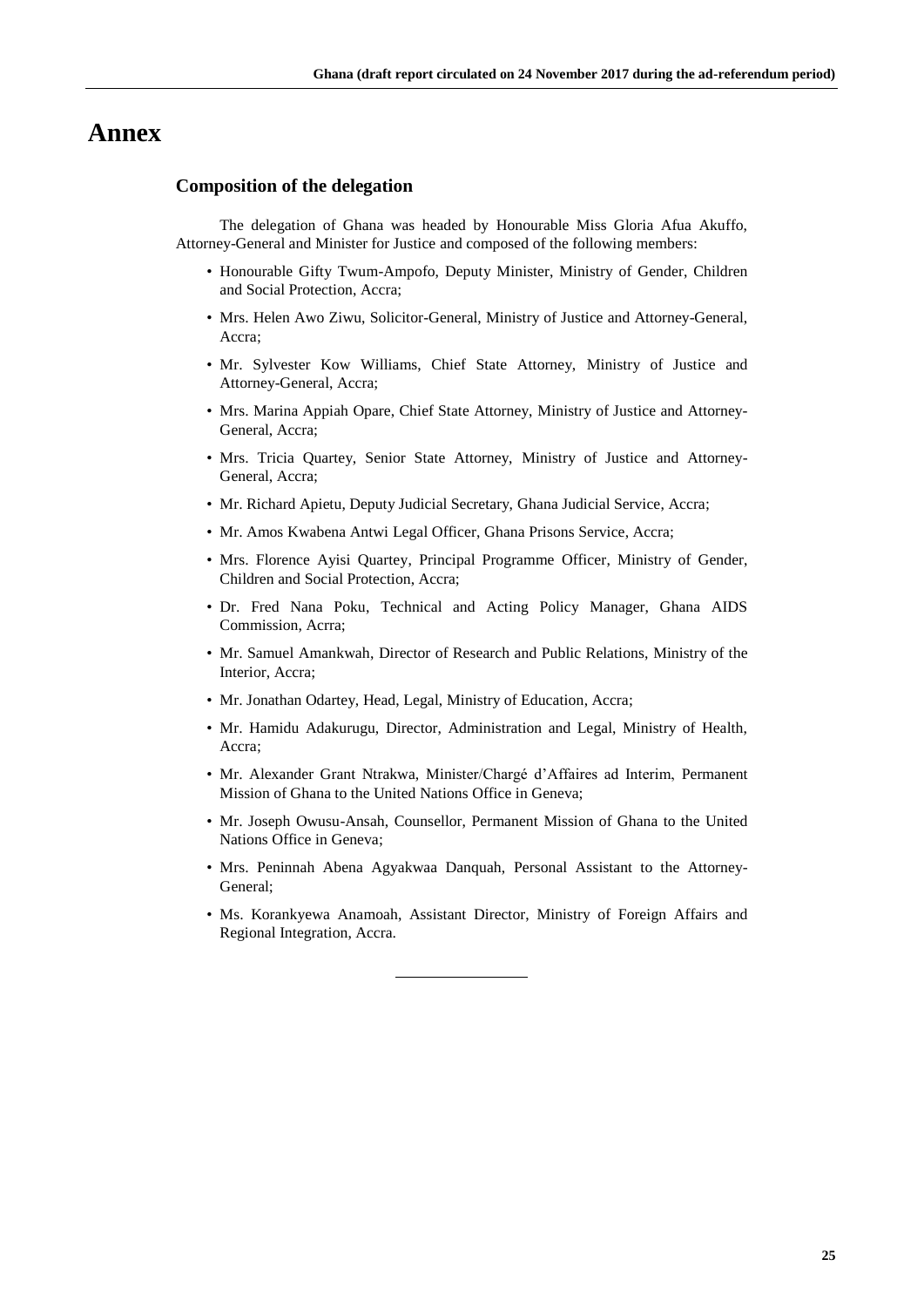# Annex

## Composition of the delegation

The delegation of Ghana was headed by Honourable Miss Gloria Afua Akuffo, Attorney-General and Minister for Justice and composed of the following members:

- Honourable Gifty Twum-Ampofo, Deputy Minister, Ministry of Gender, Children and Social Protection, Accra;
- Mrs. Helen Awo Ziwu, Solicitor-General, Ministry of Justice and Attorney-General, Accra;
- Mr. Sylvester Kow Williams, Chief State Attorney, Ministry of Justice and Attorney-General, Accra;
- Mrs. Marina Appiah Opare, Chief State Attorney, Ministry of Justice and Attorney-General, Accra;
- Mrs. Tricia Quartey, Senior State Attorney, Ministry of Justice and Attorney-General, Accra;
- Mr. Richard Apietu, Deputy Judicial Secretary, Ghana Judicial Service, Accra;
- Mr. Amos Kwabena Antwi Legal Officer, Ghana Prisons Service, Accra;
- Mrs. Florence Ayisi Quartey, Principal Programme Officer, Ministry of Gender, Children and Social Protection, Accra;
- Dr. Fred Nana Poku, Technical and Acting Policy Manager, Ghana AIDS Commission, Acrra;
- Mr. Samuel Amankwah, Director of Research and Public Relations, Ministry of the Interior, Accra;
- Mr. Jonathan Odartey, Head, Legal, Ministry of Education, Accra;
- Mr. Hamidu Adakurugu, Director, Administration and Legal, Ministry of Health, Accra;
- Mr. Alexander Grant Ntrakwa, Minister/Chargé d'Affaires ad Interim, Permanent Mission of Ghana to the United Nations Office in Geneva;
- Mr. Joseph Owusu-Ansah, Counsellor, Permanent Mission of Ghana to the United Nations Office in Geneva;
- Mrs. Peninnah Abena Agyakwaa Danquah, Personal Assistant to the Attorney-General;
- Ms. Korankyewa Anamoah, Assistant Director, Ministry of Foreign Affairs and Regional Integration, Accra.